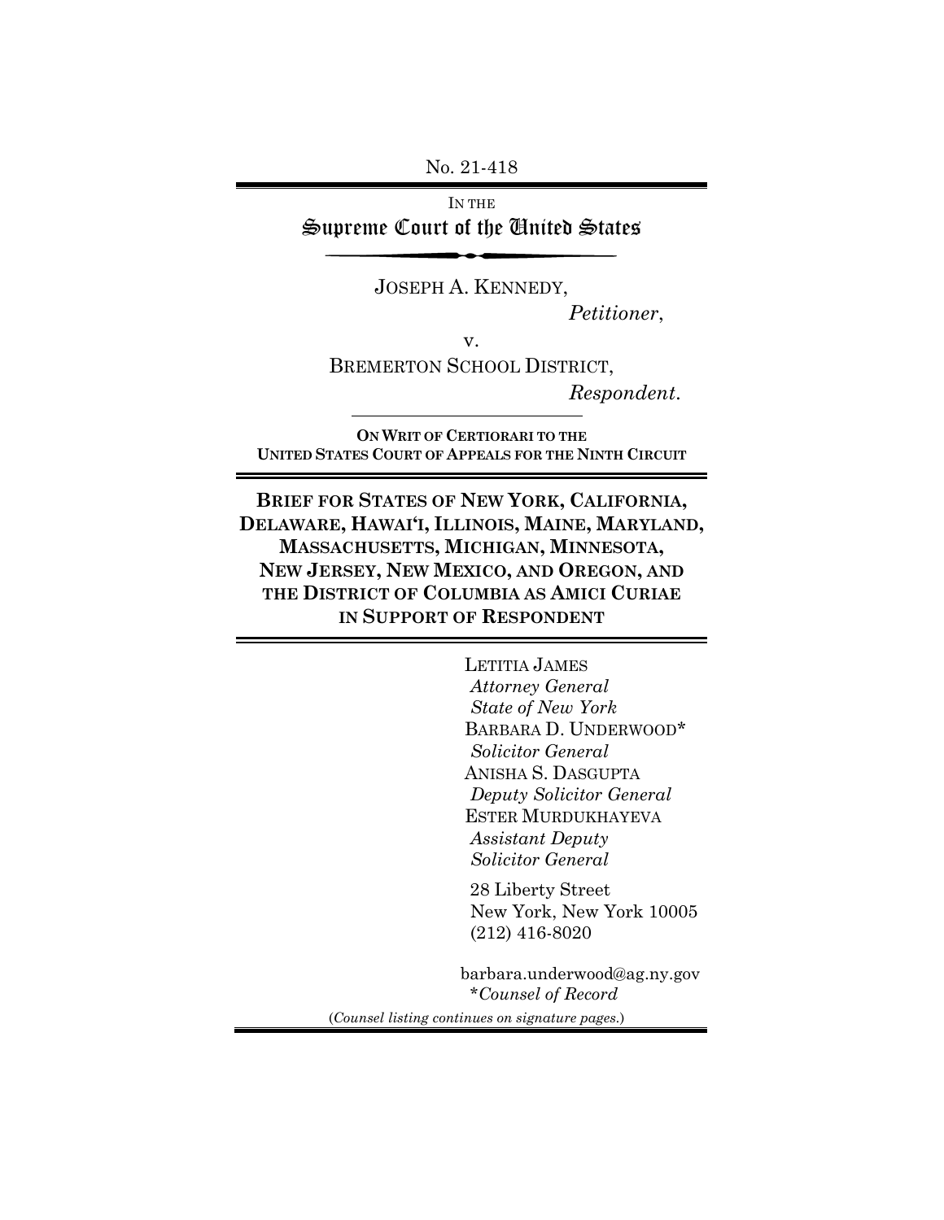No. 21-418

IN THE

# Supreme Court of the United States

JOSEPH A. KENNEDY,

*Petitioner*,

v.

BREMERTON SCHOOL DISTRICT,

*Respondent*.

**ON WRIT OF CERTIORARI TO THE UNITED STATES COURT OF APPEALS FOR THE NINTH CIRCUIT**

**BRIEF FOR STATES OF NEW YORK, CALIFORNIA, DELAWARE, HAWAI'I, ILLINOIS, MAINE, MARYLAND, MASSACHUSETTS, MICHIGAN, MINNESOTA, NEW JERSEY, NEW MEXICO, AND OREGON, AND THE DISTRICT OF COLUMBIA AS AMICI CURIAE IN SUPPORT OF RESPONDENT**

LETITIA JAMES
*Attorney General*
*State of New York*
BARBARA D. UNDERWOOD*
*Solicitor General*
ANISHA S. DASGUPTA
*Deputy Solicitor General*
ESTER MURDUKHAYEVA
*Assistant Deputy*
*Solicitor General*

28 Liberty Street
New York, New York 10005
(212) 416-8020

barbara.underwood@ag.ny.gov
**Counsel of Record*

(*Counsel listing continues on signature pages.*)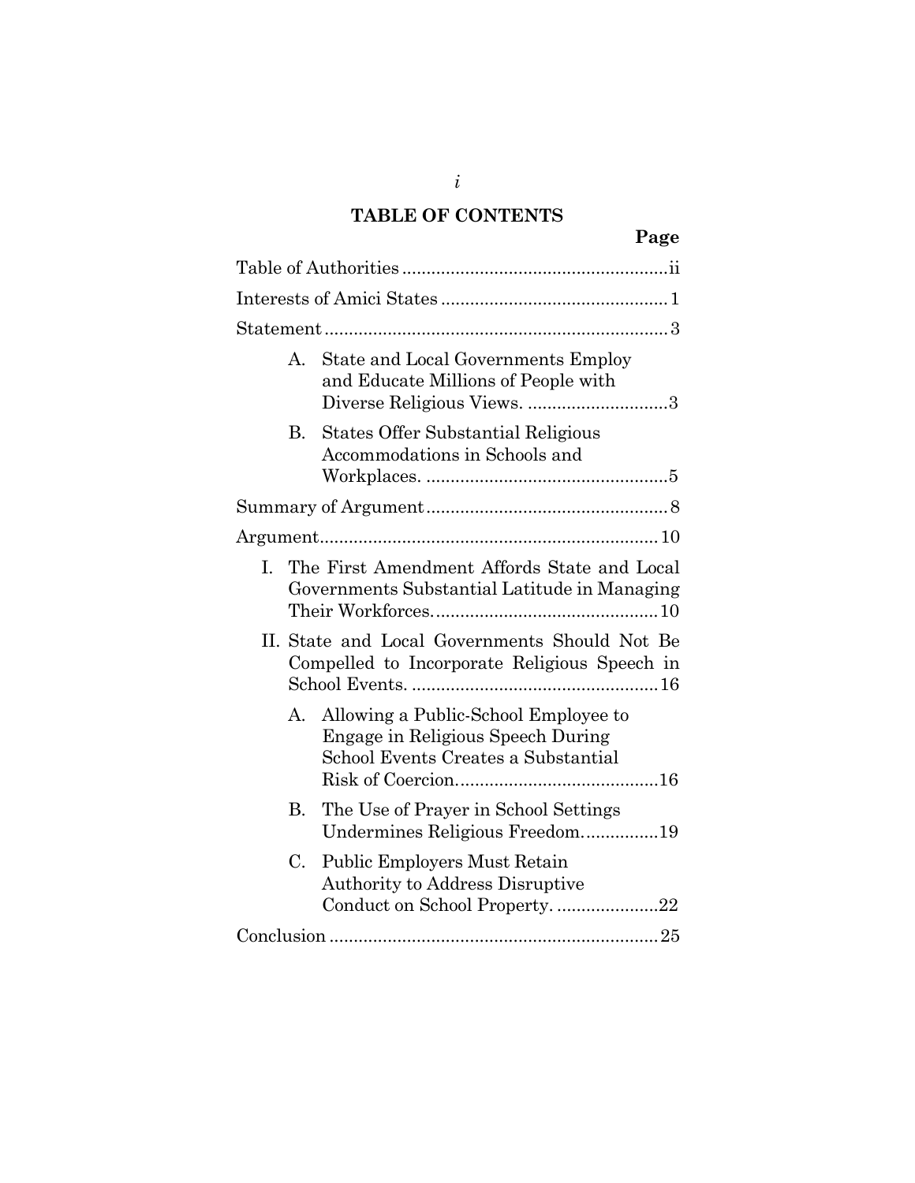# TABLE OF CONTENTS

| | Page |
|---|---|
| Table of Authorities | ii |
| Interests of Amici States | 1 |
| Statement | 3 |
| A. State and Local Governments Employ and Educate Millions of People with Diverse Religious Views. | 3 |
| B. States Offer Substantial Religious Accommodations in Schools and Workplaces. | 5 |
| Summary of Argument | 8 |
| Argument | 10 |
| I. The First Amendment Affords State and Local Governments Substantial Latitude in Managing Their Workforces. | 10 |
| II. State and Local Governments Should Not Be Compelled to Incorporate Religious Speech in School Events. | 16 |
| A. Allowing a Public-School Employee to Engage in Religious Speech During School Events Creates a Substantial Risk of Coercion. | 16 |
| B. The Use of Prayer in School Settings Undermines Religious Freedom. | 19 |
| C. Public Employers Must Retain Authority to Address Disruptive Conduct on School Property. | 22 |
| Conclusion | 25 |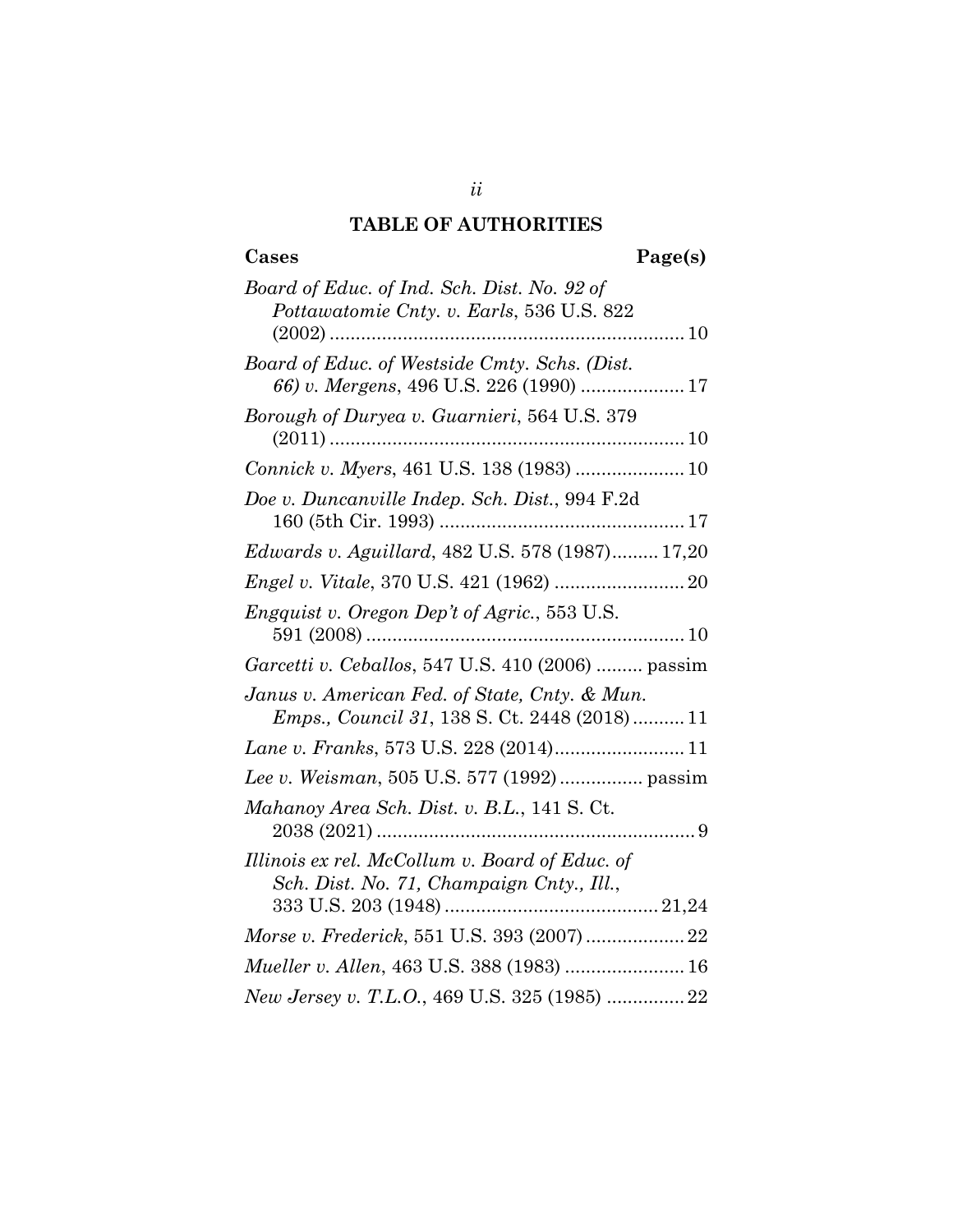## TABLE OF AUTHORITIES

**Cases** **Page(s)**

*Board of Educ. of Ind. Sch. Dist. No. 92 of Pottawatomie Cnty. v. Earls*, 536 U.S. 822 (2002) .................................................................... 10

*Board of Educ. of Westside Cmty. Schs. (Dist. 66) v. Mergens*, 496 U.S. 226 (1990) .................... 17

*Borough of Duryea v. Guarnieri*, 564 U.S. 379 (2011) .................................................................... 10

*Connick v. Myers*, 461 U.S. 138 (1983) ..................... 10

*Doe v. Duncanville Indep. Sch. Dist.*, 994 F.2d 160 (5th Cir. 1993) ............................................... 17

*Edwards v. Aguillard*, 482 U.S. 578 (1987)......... 17,20

*Engel v. Vitale*, 370 U.S. 421 (1962) ......................... 20

*Engquist v. Oregon Dep't of Agric.*, 553 U.S. 591 (2008) ............................................................. 10

*Garcetti v. Ceballos*, 547 U.S. 410 (2006) ......... passim

*Janus v. American Fed. of State, Cnty. & Mun. Emps., Council 31*, 138 S. Ct. 2448 (2018).......... 11

*Lane v. Franks*, 573 U.S. 228 (2014)......................... 11

*Lee v. Weisman*, 505 U.S. 577 (1992)................ passim

*Mahanoy Area Sch. Dist. v. B.L.*, 141 S. Ct. 2038 (2021) ............................................................. 9

*Illinois ex rel. McCollum v. Board of Educ. of Sch. Dist. No. 71, Champaign Cnty., Ill.*, 333 U.S. 203 (1948) ......................................... 21,24

*Morse v. Frederick*, 551 U.S. 393 (2007) ................... 22

*Mueller v. Allen*, 463 U.S. 388 (1983) ....................... 16

*New Jersey v. T.L.O.*, 469 U.S. 325 (1985) ............... 22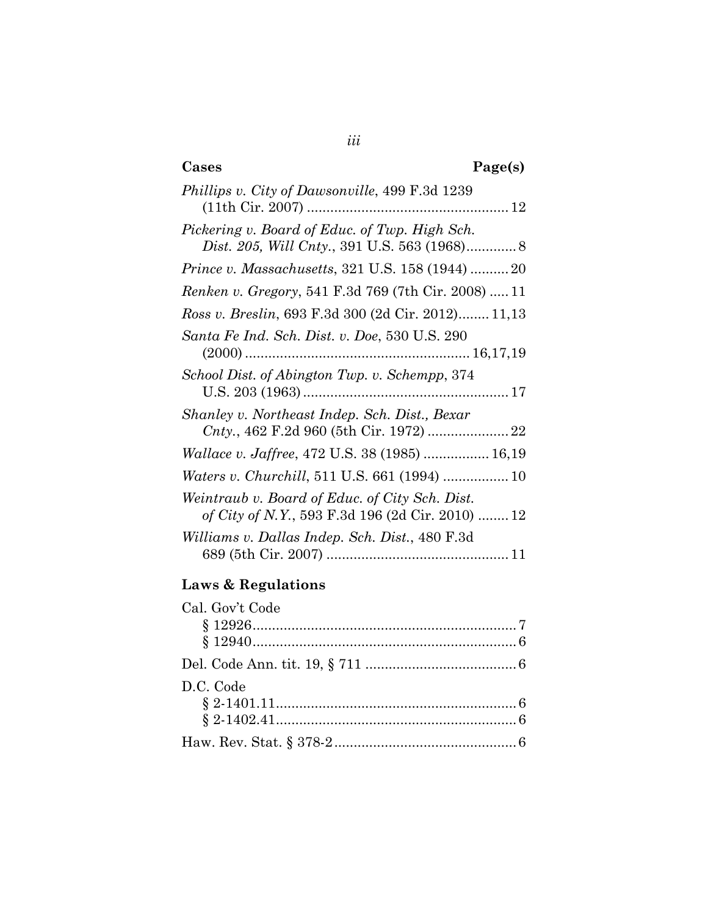| **Cases** | **Page(s)** |
|---|---|
| *Phillips v. City of Dawsonville*, 499 F.3d 1239 (11th Cir. 2007) | 12 |
| *Pickering v. Board of Educ. of Twp. High Sch. Dist. 205, Will Cnty.*, 391 U.S. 563 (1968) | 8 |
| *Prince v. Massachusetts*, 321 U.S. 158 (1944) | 20 |
| *Renken v. Gregory*, 541 F.3d 769 (7th Cir. 2008) | 11 |
| *Ross v. Breslin*, 693 F.3d 300 (2d Cir. 2012) | 11,13 |
| *Santa Fe Ind. Sch. Dist. v. Doe*, 530 U.S. 290 (2000) | 16,17,19 |
| *School Dist. of Abington Twp. v. Schempp*, 374 U.S. 203 (1963) | 17 |
| *Shanley v. Northeast Indep. Sch. Dist., Bexar Cnty.*, 462 F.2d 960 (5th Cir. 1972) | 22 |
| *Wallace v. Jaffree*, 472 U.S. 38 (1985) | 16,19 |
| *Waters v. Churchill*, 511 U.S. 661 (1994) | 10 |
| *Weintraub v. Board of Educ. of City Sch. Dist. of City of N.Y.*, 593 F.3d 196 (2d Cir. 2010) | 12 |
| *Williams v. Dallas Indep. Sch. Dist.*, 480 F.3d 689 (5th Cir. 2007) | 11 |

## Laws & Regulations

| | |
|---|---|
| Cal. Gov't Code | |
| § 12926 | 7 |
| § 12940 | 6 |
| Del. Code Ann. tit. 19, § 711 | 6 |
| D.C. Code | |
| § 2-1401.11 | 6 |
| § 2-1402.41 | 6 |
| Haw. Rev. Stat. § 378-2 | 6 |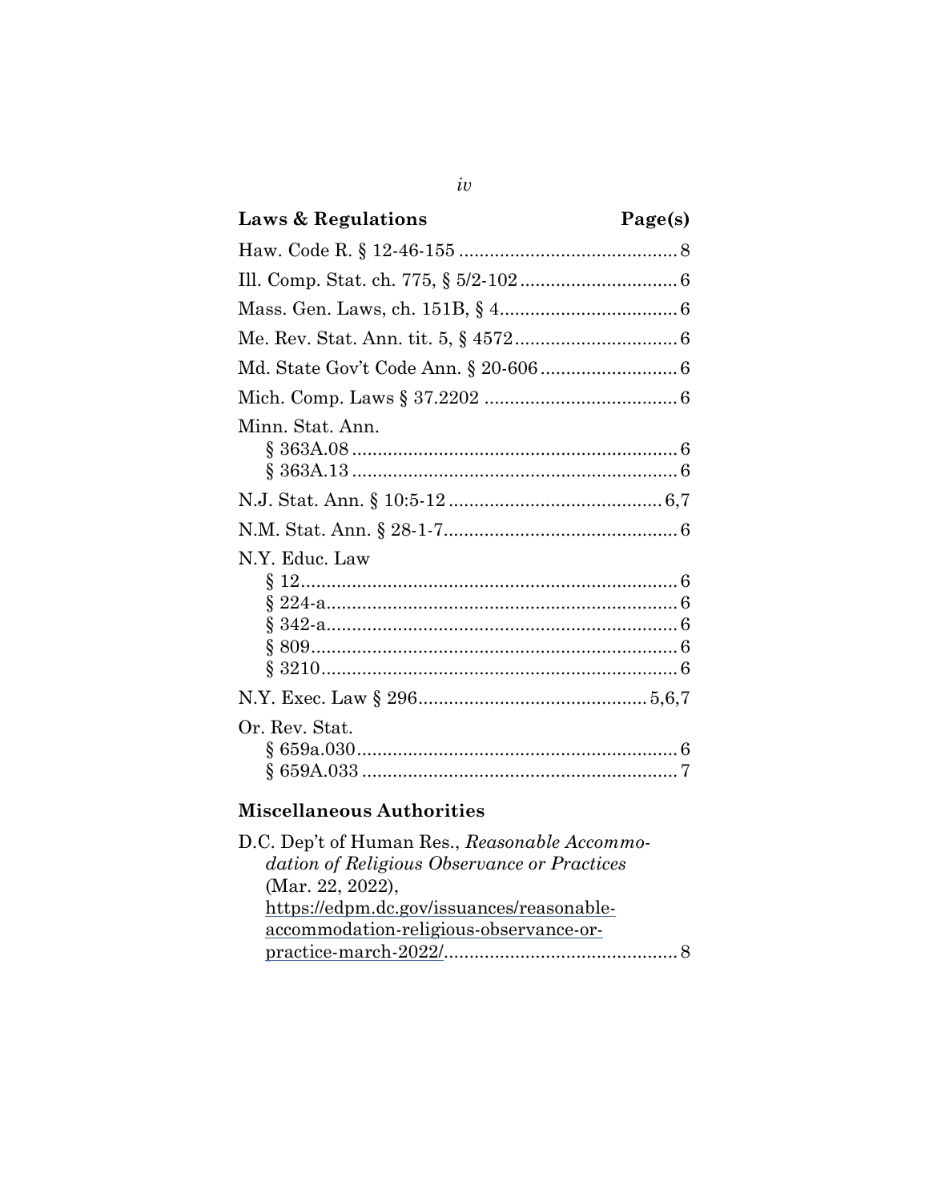| Laws & Regulations | Page(s) |
|---|---|
| Haw. Code R. § 12-46-155 | 8 |
| Ill. Comp. Stat. ch. 775, § 5/2-102 | 6 |
| Mass. Gen. Laws, ch. 151B, § 4 | 6 |
| Me. Rev. Stat. Ann. tit. 5, § 4572 | 6 |
| Md. State Gov't Code Ann. § 20-606 | 6 |
| Mich. Comp. Laws § 37.2202 | 6 |
| Minn. Stat. Ann. | |
| § 363A.08 | 6 |
| § 363A.13 | 6 |
| N.J. Stat. Ann. § 10:5-12 | 6,7 |
| N.M. Stat. Ann. § 28-1-7 | 6 |
| N.Y. Educ. Law | |
| § 12 | 6 |
| § 224-a | 6 |
| § 342-a | 6 |
| § 809 | 6 |
| § 3210 | 6 |
| N.Y. Exec. Law § 296 | 5,6,7 |
| Or. Rev. Stat. | |
| § 659a.030 | 6 |
| § 659A.033 | 7 |

## Miscellaneous Authorities

| | |
|---|---|
| D.C. Dep't of Human Res., *Reasonable Accommodation of Religious Observance or Practices* (Mar. 22, 2022), https://edpm.dc.gov/issuances/reasonable-accommodation-religious-observance-or-practice-march-2022/ | 8 |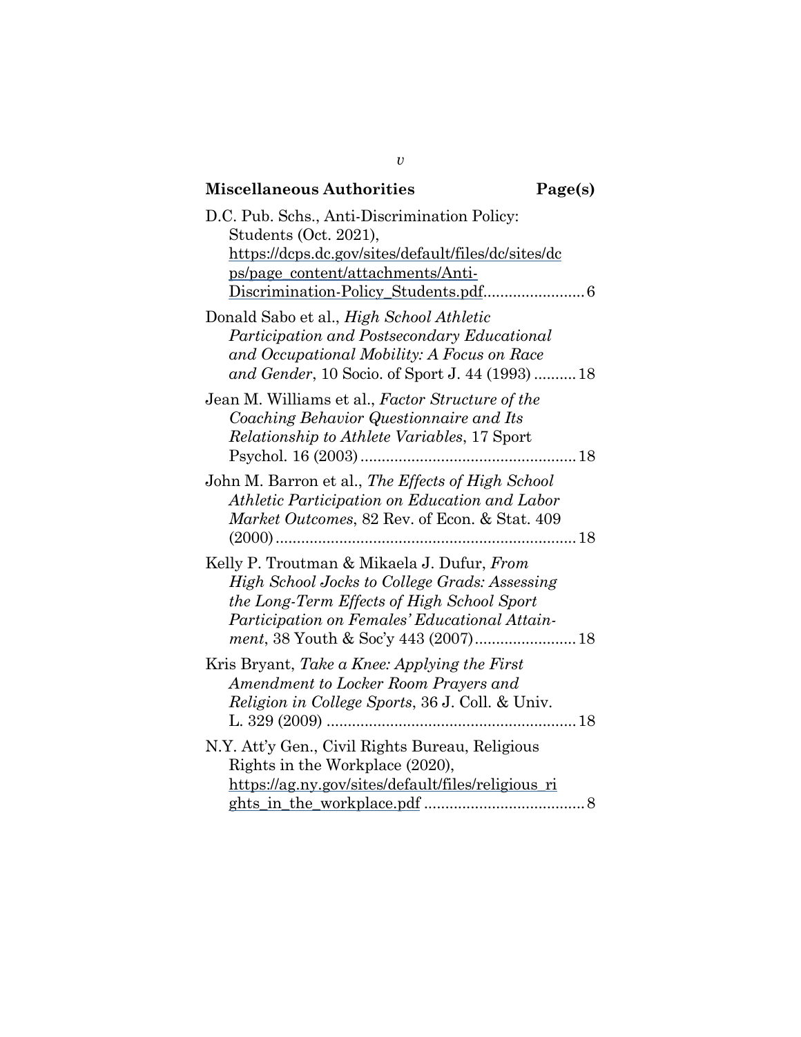**Miscellaneous Authorities** **Page(s)**

D.C. Pub. Schs., Anti-Discrimination Policy: Students (Oct. 2021), https://dcps.dc.gov/sites/default/files/dc/sites/dcps/page_content/attachments/Anti-Discrimination-Policy_Students.pdf........................ 6

Donald Sabo et al., *High School Athletic Participation and Postsecondary Educational and Occupational Mobility: A Focus on Race and Gender*, 10 Socio. of Sport J. 44 (1993) .......... 18

Jean M. Williams et al., *Factor Structure of the Coaching Behavior Questionnaire and Its Relationship to Athlete Variables*, 17 Sport Psychol. 16 (2003)................................................... 18

John M. Barron et al., *The Effects of High School Athletic Participation on Education and Labor Market Outcomes*, 82 Rev. of Econ. & Stat. 409 (2000)....................................................................... 18

Kelly P. Troutman & Mikaela J. Dufur, *From High School Jocks to College Grads: Assessing the Long-Term Effects of High School Sport Participation on Females' Educational Attainment*, 38 Youth & Soc'y 443 (2007)........................ 18

Kris Bryant, *Take a Knee: Applying the First Amendment to Locker Room Prayers and Religion in College Sports*, 36 J. Coll. & Univ. L. 329 (2009) ........................................................... 18

N.Y. Att'y Gen., Civil Rights Bureau, Religious Rights in the Workplace (2020), https://ag.ny.gov/sites/default/files/religious_rights_in_the_workplace.pdf ...................................... 8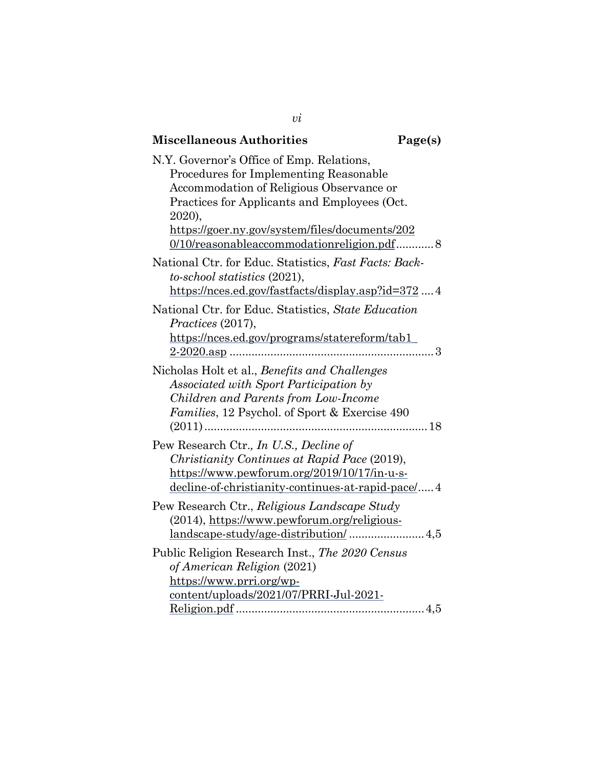**Miscellaneous Authorities** **Page(s)**

N.Y. Governor's Office of Emp. Relations, Procedures for Implementing Reasonable Accommodation of Religious Observance or Practices for Applicants and Employees (Oct. 2020), https://goer.ny.gov/system/files/documents/2020/10/reasonableaccommodationreligion.pdf ........... 8

National Ctr. for Educ. Statistics, *Fast Facts: Back-to-school statistics* (2021), https://nces.ed.gov/fastfacts/display.asp?id=372 .... 4

National Ctr. for Educ. Statistics, *State Education Practices* (2017), https://nces.ed.gov/programs/statereform/tab1_2-2020.asp ............................................................... 3

Nicholas Holt et al., *Benefits and Challenges Associated with Sport Participation by Children and Parents from Low-Income Families*, 12 Psychol. of Sport & Exercise 490 (2011) ....................................................................... 18

Pew Research Ctr., *In U.S., Decline of Christianity Continues at Rapid Pace* (2019), https://www.pewforum.org/2019/10/17/in-u-s-decline-of-christianity-continues-at-rapid-pace/..... 4

Pew Research Ctr., *Religious Landscape Study* (2014), https://www.pewforum.org/religious-landscape-study/age-distribution/ ....................... 4,5

Public Religion Research Inst., *The 2020 Census of American Religion* (2021) https://www.prri.org/wp-content/uploads/2021/07/PRRI-Jul-2021-Religion.pdf ........................................................... 4,5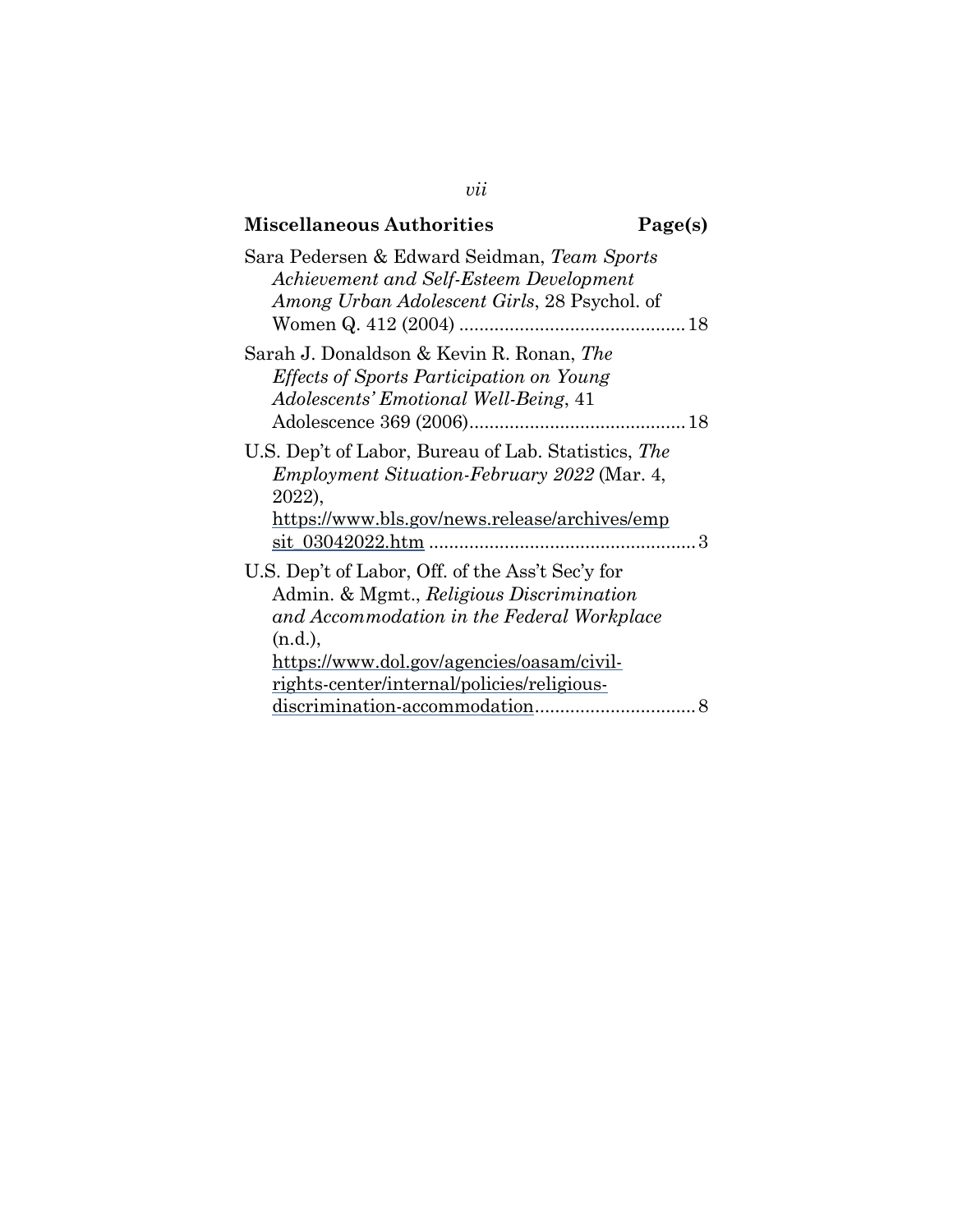**Miscellaneous Authorities** **Page(s)**

Sara Pedersen & Edward Seidman, *Team Sports Achievement and Self-Esteem Development Among Urban Adolescent Girls*, 28 Psychol. of Women Q. 412 (2004) ............................................ 18

Sarah J. Donaldson & Kevin R. Ronan, *The Effects of Sports Participation on Young Adolescents' Emotional Well-Being*, 41 Adolescence 369 (2006)........................................... 18

U.S. Dep't of Labor, Bureau of Lab. Statistics, *The Employment Situation-February 2022* (Mar. 4, 2022), https://www.bls.gov/news.release/archives/empsit_03042022.htm ..................................................... 3

U.S. Dep't of Labor, Off. of the Ass't Sec'y for Admin. & Mgmt., *Religious Discrimination and Accommodation in the Federal Workplace* (n.d.), https://www.dol.gov/agencies/oasam/civil-rights-center/internal/policies/religious-discrimination-accommodation................................ 8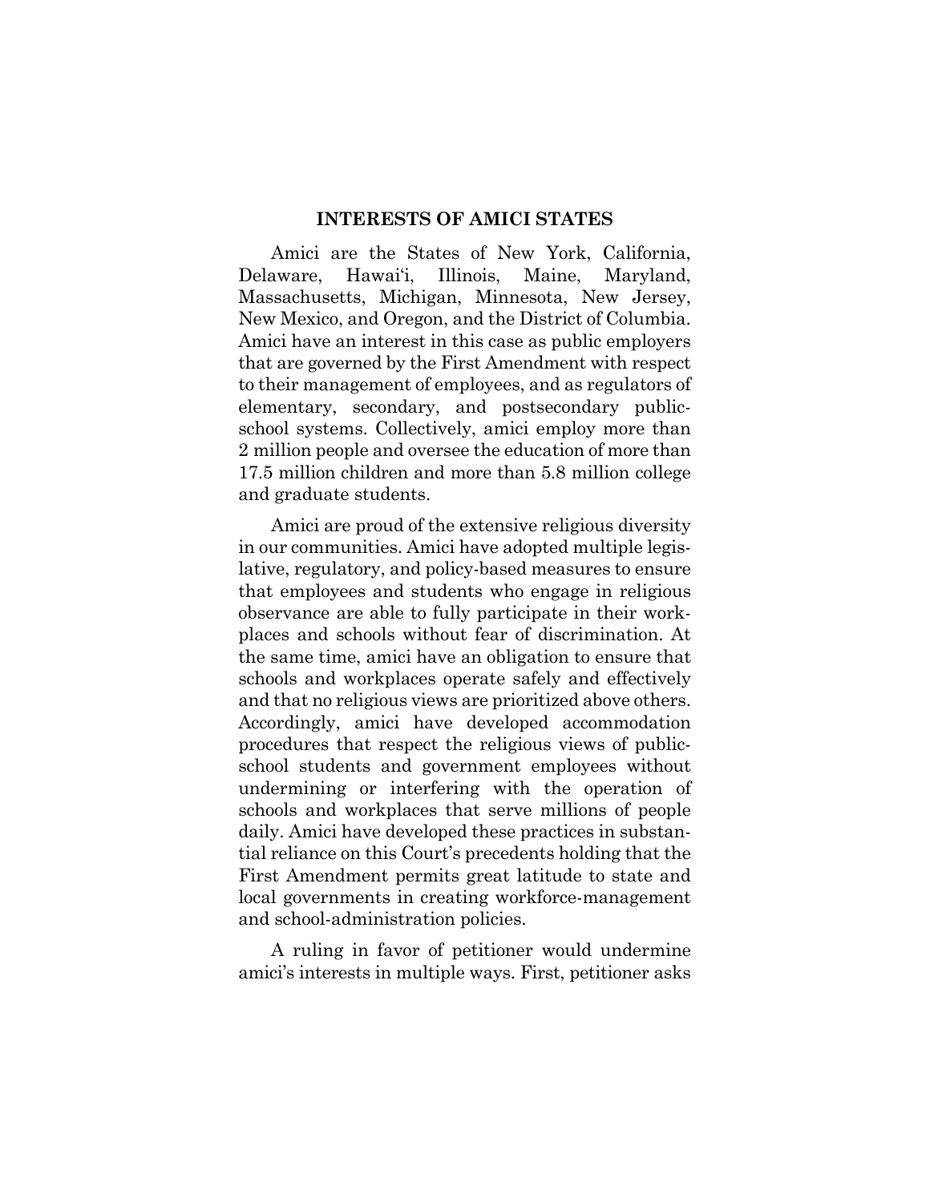## INTERESTS OF AMICI STATES

Amici are the States of New York, California, Delaware, Hawai'i, Illinois, Maine, Maryland, Massachusetts, Michigan, Minnesota, New Jersey, New Mexico, and Oregon, and the District of Columbia. Amici have an interest in this case as public employers that are governed by the First Amendment with respect to their management of employees, and as regulators of elementary, secondary, and postsecondary public-school systems. Collectively, amici employ more than 2 million people and oversee the education of more than 17.5 million children and more than 5.8 million college and graduate students.

Amici are proud of the extensive religious diversity in our communities. Amici have adopted multiple legislative, regulatory, and policy-based measures to ensure that employees and students who engage in religious observance are able to fully participate in their workplaces and schools without fear of discrimination. At the same time, amici have an obligation to ensure that schools and workplaces operate safely and effectively and that no religious views are prioritized above others. Accordingly, amici have developed accommodation procedures that respect the religious views of public-school students and government employees without undermining or interfering with the operation of schools and workplaces that serve millions of people daily. Amici have developed these practices in substantial reliance on this Court's precedents holding that the First Amendment permits great latitude to state and local governments in creating workforce-management and school-administration policies.

A ruling in favor of petitioner would undermine amici's interests in multiple ways. First, petitioner asks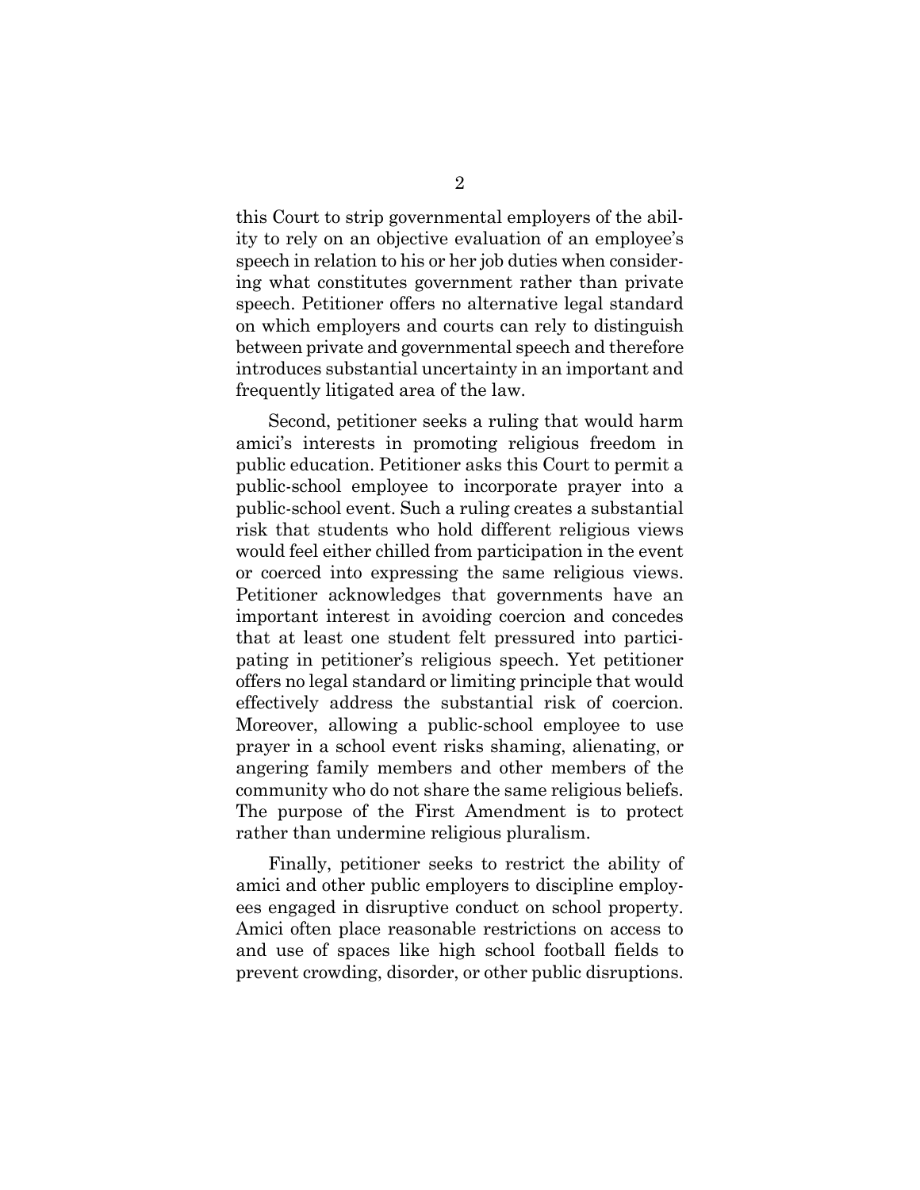this Court to strip governmental employers of the ability to rely on an objective evaluation of an employee's speech in relation to his or her job duties when considering what constitutes government rather than private speech. Petitioner offers no alternative legal standard on which employers and courts can rely to distinguish between private and governmental speech and therefore introduces substantial uncertainty in an important and frequently litigated area of the law.

Second, petitioner seeks a ruling that would harm amici's interests in promoting religious freedom in public education. Petitioner asks this Court to permit a public-school employee to incorporate prayer into a public-school event. Such a ruling creates a substantial risk that students who hold different religious views would feel either chilled from participation in the event or coerced into expressing the same religious views. Petitioner acknowledges that governments have an important interest in avoiding coercion and concedes that at least one student felt pressured into participating in petitioner's religious speech. Yet petitioner offers no legal standard or limiting principle that would effectively address the substantial risk of coercion. Moreover, allowing a public-school employee to use prayer in a school event risks shaming, alienating, or angering family members and other members of the community who do not share the same religious beliefs. The purpose of the First Amendment is to protect rather than undermine religious pluralism.

Finally, petitioner seeks to restrict the ability of amici and other public employers to discipline employees engaged in disruptive conduct on school property. Amici often place reasonable restrictions on access to and use of spaces like high school football fields to prevent crowding, disorder, or other public disruptions.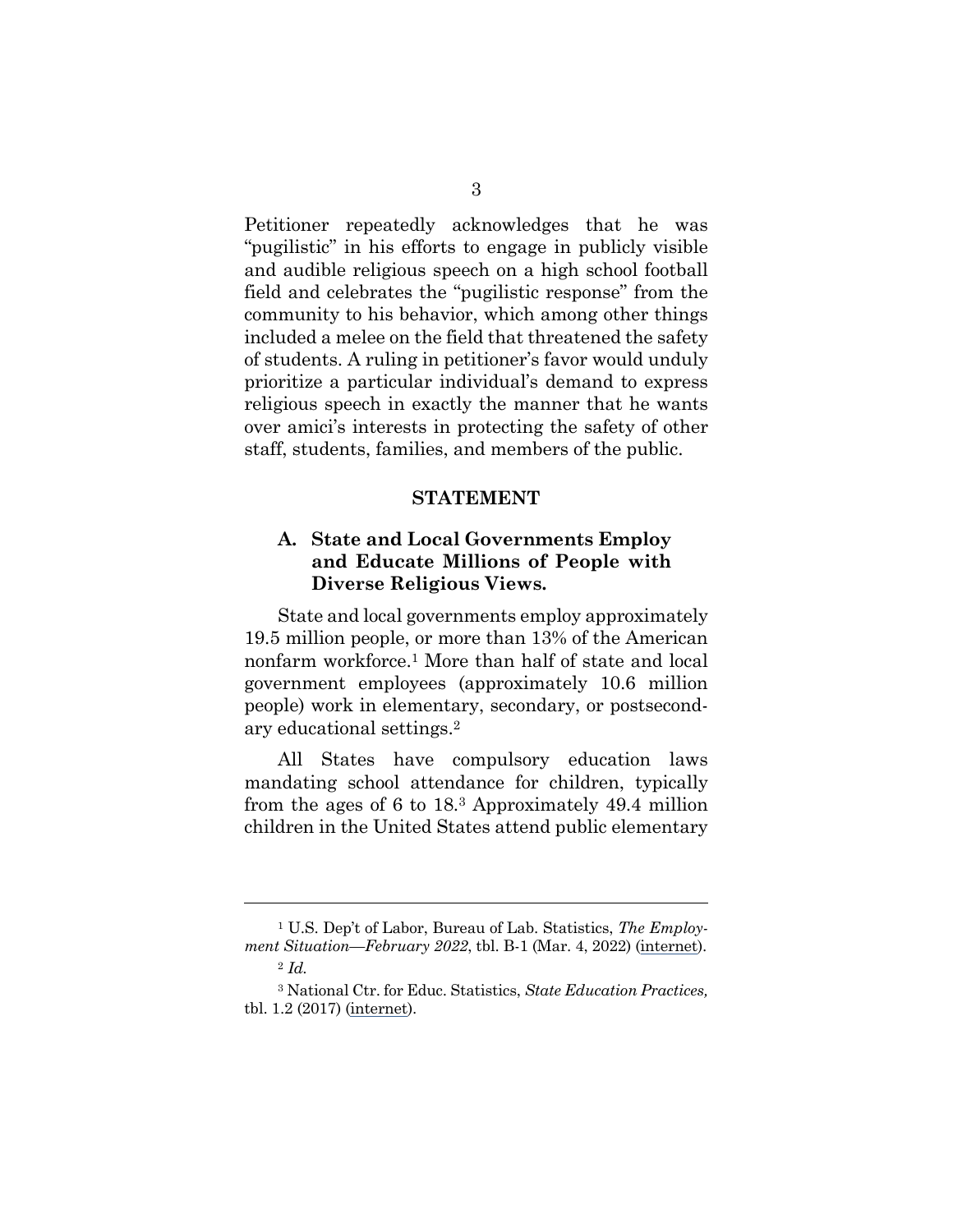Petitioner repeatedly acknowledges that he was "pugilistic" in his efforts to engage in publicly visible and audible religious speech on a high school football field and celebrates the "pugilistic response" from the community to his behavior, which among other things included a melee on the field that threatened the safety of students. A ruling in petitioner's favor would unduly prioritize a particular individual's demand to express religious speech in exactly the manner that he wants over amici's interests in protecting the safety of other staff, students, families, and members of the public.

## STATEMENT

### A. State and Local Governments Employ and Educate Millions of People with Diverse Religious Views.

State and local governments employ approximately 19.5 million people, or more than 13% of the American nonfarm workforce.[1] More than half of state and local government employees (approximately 10.6 million people) work in elementary, secondary, or postsecondary educational settings.[2]

All States have compulsory education laws mandating school attendance for children, typically from the ages of 6 to 18.[3] Approximately 49.4 million children in the United States attend public elementary

---

[1] U.S. Dep't of Labor, Bureau of Lab. Statistics, *The Employment Situation—February 2022*, tbl. B-1 (Mar. 4, 2022) (internet).

[2] *Id.*

[3] National Ctr. for Educ. Statistics, *State Education Practices,* tbl. 1.2 (2017) (internet).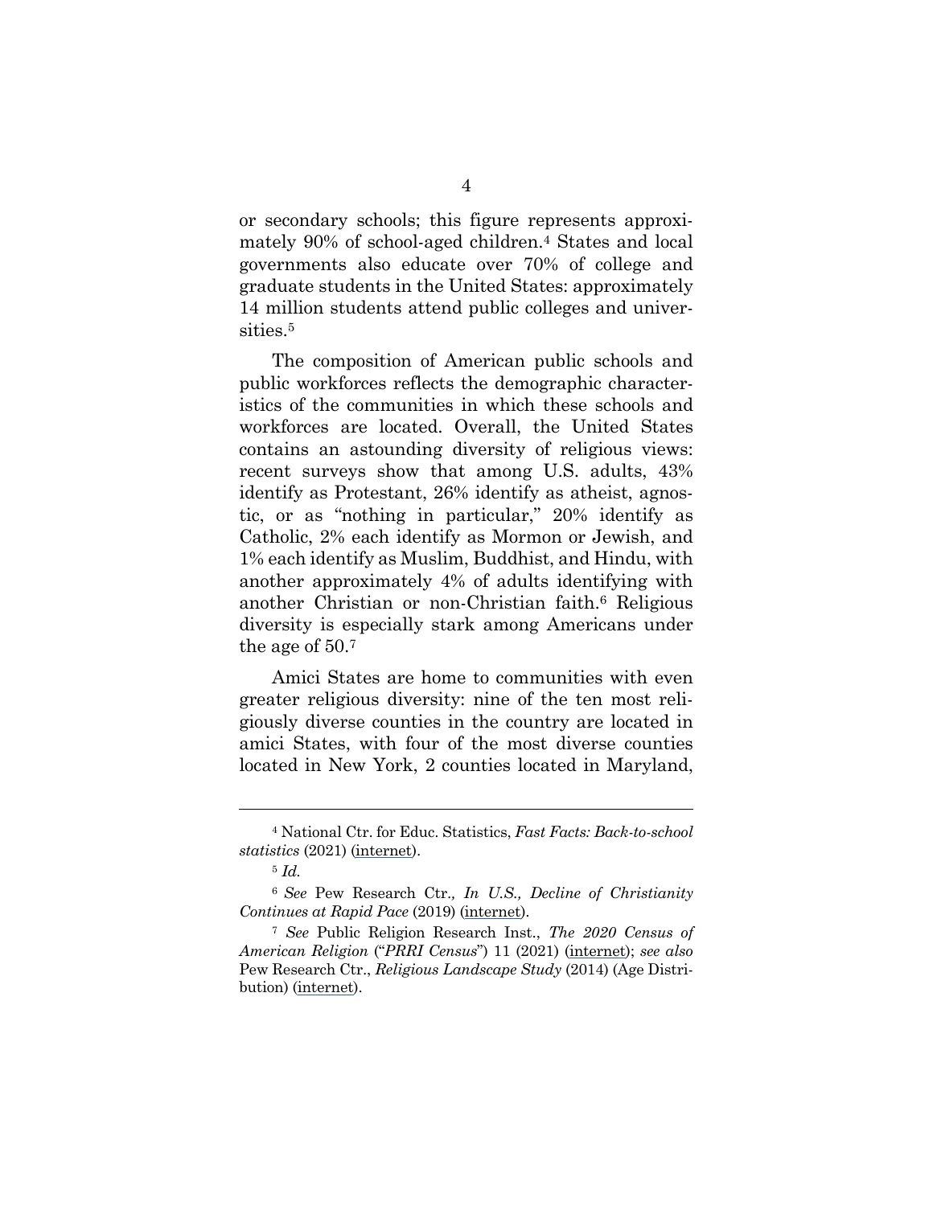or secondary schools; this figure represents approximately 90% of school-aged children.[4] States and local governments also educate over 70% of college and graduate students in the United States: approximately 14 million students attend public colleges and universities.[5]

The composition of American public schools and public workforces reflects the demographic characteristics of the communities in which these schools and workforces are located. Overall, the United States contains an astounding diversity of religious views: recent surveys show that among U.S. adults, 43% identify as Protestant, 26% identify as atheist, agnostic, or as "nothing in particular," 20% identify as Catholic, 2% each identify as Mormon or Jewish, and 1% each identify as Muslim, Buddhist, and Hindu, with another approximately 4% of adults identifying with another Christian or non-Christian faith.[6] Religious diversity is especially stark among Americans under the age of 50.[7]

Amici States are home to communities with even greater religious diversity: nine of the ten most religiously diverse counties in the country are located in amici States, with four of the most diverse counties located in New York, 2 counties located in Maryland,

---

[4] National Ctr. for Educ. Statistics, *Fast Facts: Back-to-school statistics* (2021) (internet).

[5] *Id.*

[6] *See* Pew Research Ctr., *In U.S., Decline of Christianity Continues at Rapid Pace* (2019) (internet).

[7] *See* Public Religion Research Inst., *The 2020 Census of American Religion* ("*PRRI Census*") 11 (2021) (internet); *see also* Pew Research Ctr., *Religious Landscape Study* (2014) (Age Distribution) (internet).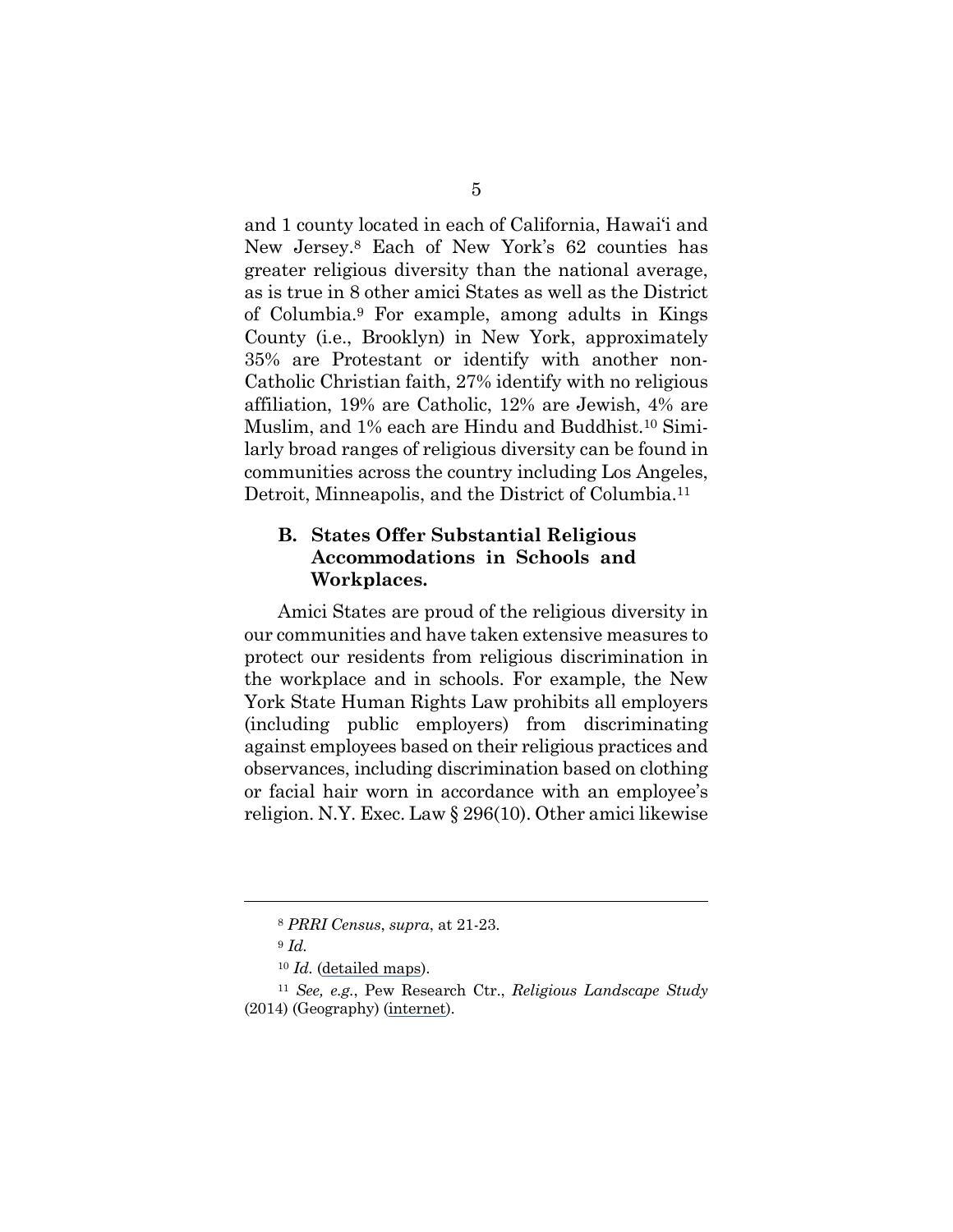and 1 county located in each of California, Hawai'i and New Jersey.[8] Each of New York's 62 counties has greater religious diversity than the national average, as is true in 8 other amici States as well as the District of Columbia.[9] For example, among adults in Kings County (i.e., Brooklyn) in New York, approximately 35% are Protestant or identify with another non-Catholic Christian faith, 27% identify with no religious affiliation, 19% are Catholic, 12% are Jewish, 4% are Muslim, and 1% each are Hindu and Buddhist.[10] Similarly broad ranges of religious diversity can be found in communities across the country including Los Angeles, Detroit, Minneapolis, and the District of Columbia.[11]

### B. States Offer Substantial Religious Accommodations in Schools and Workplaces.

Amici States are proud of the religious diversity in our communities and have taken extensive measures to protect our residents from religious discrimination in the workplace and in schools. For example, the New York State Human Rights Law prohibits all employers (including public employers) from discriminating against employees based on their religious practices and observances, including discrimination based on clothing or facial hair worn in accordance with an employee's religion. N.Y. Exec. Law § 296(10). Other amici likewise

---

[8] *PRRI Census*, *supra*, at 21-23.

[9] *Id.*

[10] *Id.* (detailed maps).

[11] *See, e.g.*, Pew Research Ctr., *Religious Landscape Study* (2014) (Geography) (internet).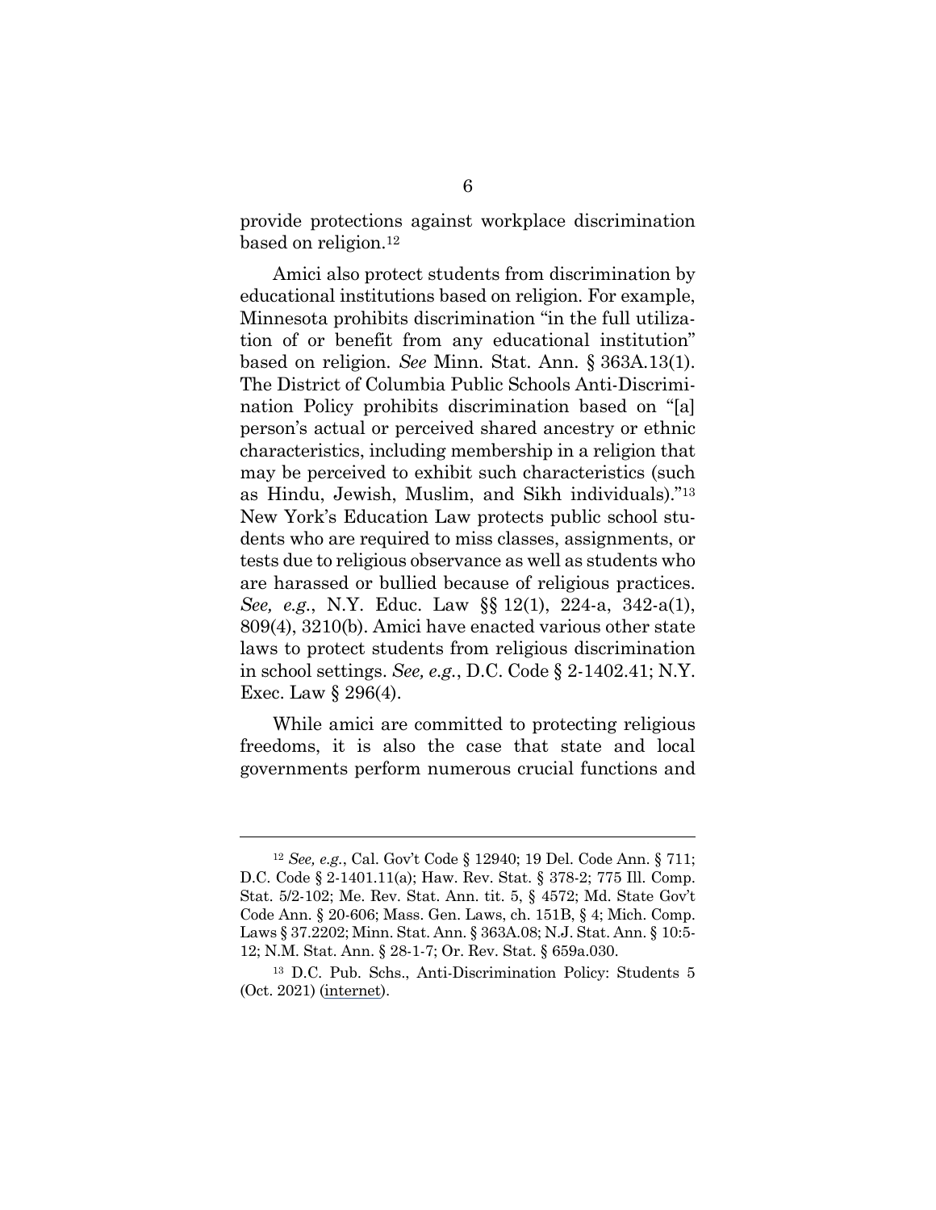provide protections against workplace discrimination based on religion.[12]

Amici also protect students from discrimination by educational institutions based on religion. For example, Minnesota prohibits discrimination "in the full utilization of or benefit from any educational institution" based on religion. *See* Minn. Stat. Ann. § 363A.13(1). The District of Columbia Public Schools Anti-Discrimination Policy prohibits discrimination based on "[a] person's actual or perceived shared ancestry or ethnic characteristics, including membership in a religion that may be perceived to exhibit such characteristics (such as Hindu, Jewish, Muslim, and Sikh individuals)."[13] New York's Education Law protects public school students who are required to miss classes, assignments, or tests due to religious observance as well as students who are harassed or bullied because of religious practices. *See, e.g.*, N.Y. Educ. Law §§ 12(1), 224-a, 342-a(1), 809(4), 3210(b). Amici have enacted various other state laws to protect students from religious discrimination in school settings. *See, e.g.*, D.C. Code § 2-1402.41; N.Y. Exec. Law § 296(4).

While amici are committed to protecting religious freedoms, it is also the case that state and local governments perform numerous crucial functions and

---

[12] *See, e.g.*, Cal. Gov't Code § 12940; 19 Del. Code Ann. § 711; D.C. Code § 2-1401.11(a); Haw. Rev. Stat. § 378-2; 775 Ill. Comp. Stat. 5/2-102; Me. Rev. Stat. Ann. tit. 5, § 4572; Md. State Gov't Code Ann. § 20-606; Mass. Gen. Laws, ch. 151B, § 4; Mich. Comp. Laws § 37.2202; Minn. Stat. Ann. § 363A.08; N.J. Stat. Ann. § 10:5-12; N.M. Stat. Ann. § 28-1-7; Or. Rev. Stat. § 659a.030.

[13] D.C. Pub. Schs., Anti-Discrimination Policy: Students 5 (Oct. 2021) (internet).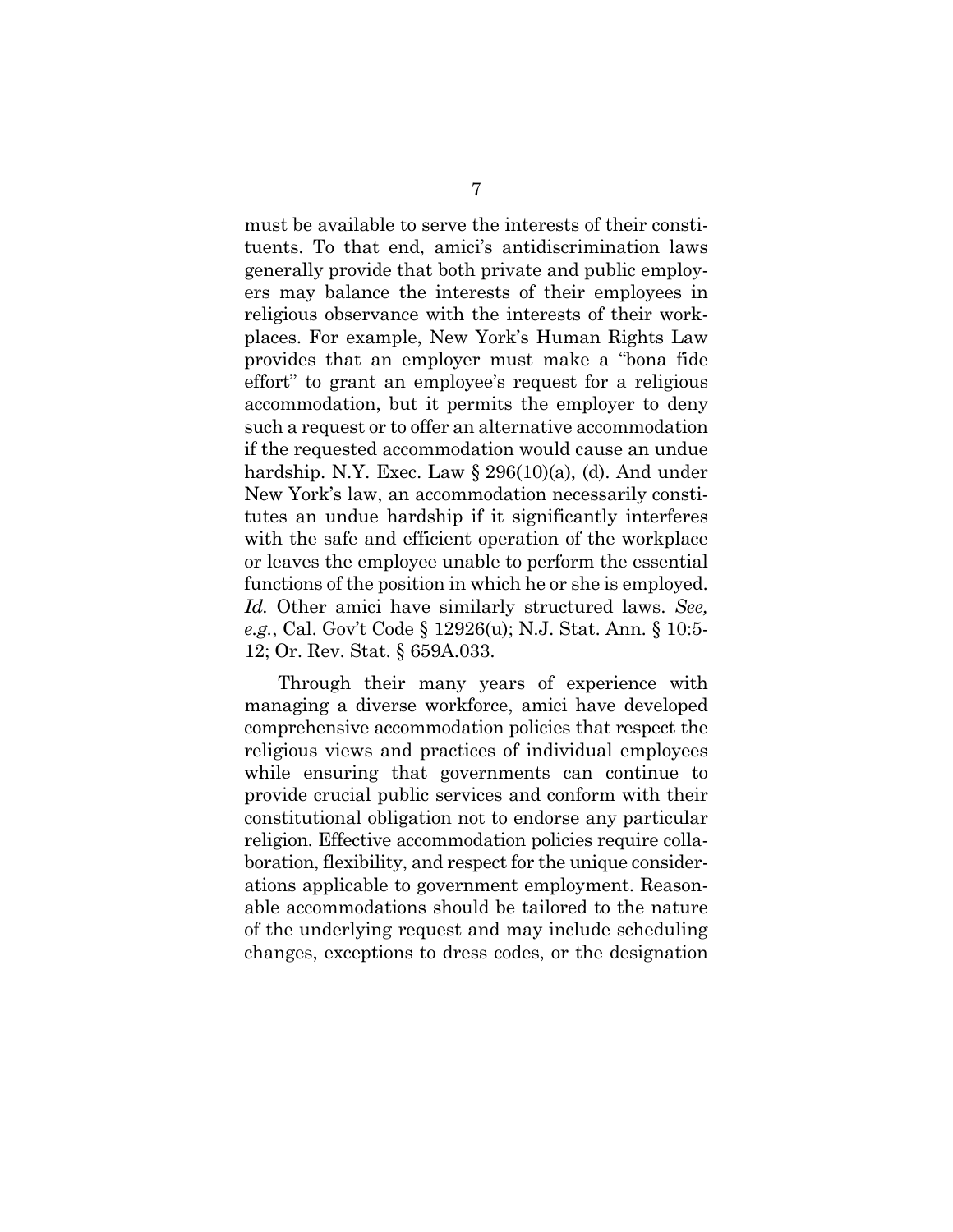must be available to serve the interests of their constituents. To that end, amici's antidiscrimination laws generally provide that both private and public employers may balance the interests of their employees in religious observance with the interests of their workplaces. For example, New York's Human Rights Law provides that an employer must make a "bona fide effort" to grant an employee's request for a religious accommodation, but it permits the employer to deny such a request or to offer an alternative accommodation if the requested accommodation would cause an undue hardship. N.Y. Exec. Law § 296(10)(a), (d). And under New York's law, an accommodation necessarily constitutes an undue hardship if it significantly interferes with the safe and efficient operation of the workplace or leaves the employee unable to perform the essential functions of the position in which he or she is employed. *Id.* Other amici have similarly structured laws. *See, e.g.*, Cal. Gov't Code § 12926(u); N.J. Stat. Ann. § 10:5-12; Or. Rev. Stat. § 659A.033.

Through their many years of experience with managing a diverse workforce, amici have developed comprehensive accommodation policies that respect the religious views and practices of individual employees while ensuring that governments can continue to provide crucial public services and conform with their constitutional obligation not to endorse any particular religion. Effective accommodation policies require collaboration, flexibility, and respect for the unique considerations applicable to government employment. Reasonable accommodations should be tailored to the nature of the underlying request and may include scheduling changes, exceptions to dress codes, or the designation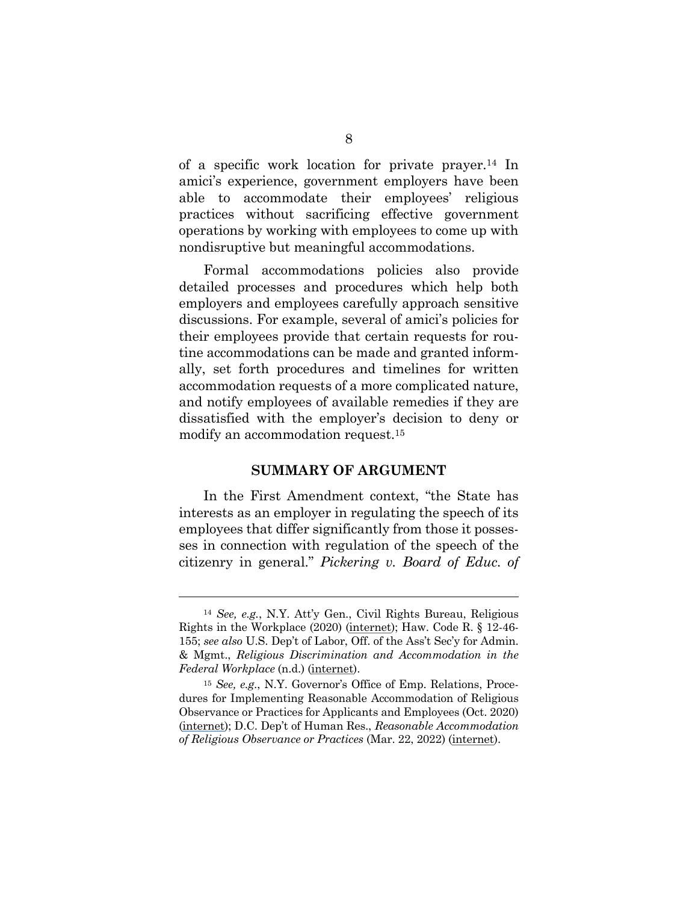of a specific work location for private prayer.[14] In amici's experience, government employers have been able to accommodate their employees' religious practices without sacrificing effective government operations by working with employees to come up with nondisruptive but meaningful accommodations.

Formal accommodations policies also provide detailed processes and procedures which help both employers and employees carefully approach sensitive discussions. For example, several of amici's policies for their employees provide that certain requests for routine accommodations can be made and granted informally, set forth procedures and timelines for written accommodation requests of a more complicated nature, and notify employees of available remedies if they are dissatisfied with the employer's decision to deny or modify an accommodation request.[15]

## SUMMARY OF ARGUMENT

In the First Amendment context, "the State has interests as an employer in regulating the speech of its employees that differ significantly from those it possesses in connection with regulation of the speech of the citizenry in general." *Pickering v. Board of Educ. of*

---

[14] *See, e.g.*, N.Y. Att'y Gen., Civil Rights Bureau, Religious Rights in the Workplace (2020) (internet); Haw. Code R. § 12-46-155; *see also* U.S. Dep't of Labor, Off. of the Ass't Sec'y for Admin. & Mgmt., *Religious Discrimination and Accommodation in the Federal Workplace* (n.d.) (internet).

[15] *See, e.g.*, N.Y. Governor's Office of Emp. Relations, Procedures for Implementing Reasonable Accommodation of Religious Observance or Practices for Applicants and Employees (Oct. 2020) (internet); D.C. Dep't of Human Res., *Reasonable Accommodation of Religious Observance or Practices* (Mar. 22, 2022) (internet).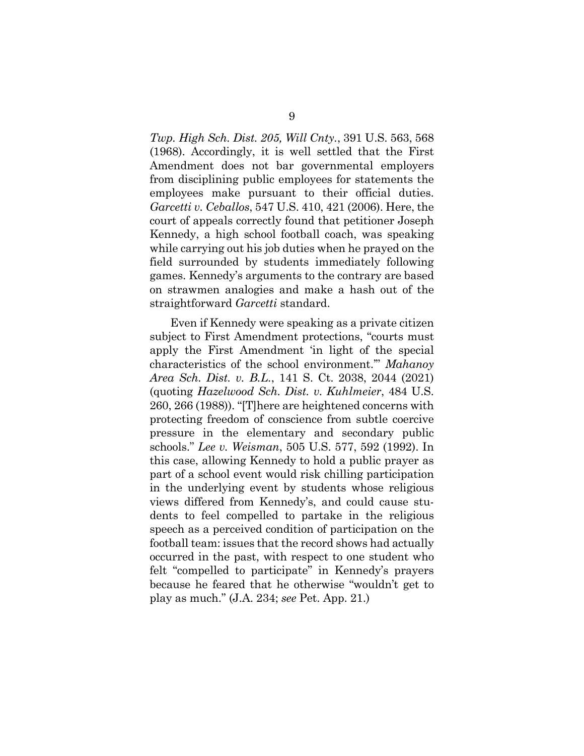*Twp. High Sch. Dist. 205, Will Cnty.*, 391 U.S. 563, 568 (1968). Accordingly, it is well settled that the First Amendment does not bar governmental employers from disciplining public employees for statements the employees make pursuant to their official duties. *Garcetti v. Ceballos*, 547 U.S. 410, 421 (2006). Here, the court of appeals correctly found that petitioner Joseph Kennedy, a high school football coach, was speaking while carrying out his job duties when he prayed on the field surrounded by students immediately following games. Kennedy's arguments to the contrary are based on strawmen analogies and make a hash out of the straightforward *Garcetti* standard.

Even if Kennedy were speaking as a private citizen subject to First Amendment protections, "courts must apply the First Amendment 'in light of the special characteristics of the school environment.'" *Mahanoy Area Sch. Dist. v. B.L.*, 141 S. Ct. 2038, 2044 (2021) (quoting *Hazelwood Sch. Dist. v. Kuhlmeier*, 484 U.S. 260, 266 (1988)). "[T]here are heightened concerns with protecting freedom of conscience from subtle coercive pressure in the elementary and secondary public schools." *Lee v. Weisman*, 505 U.S. 577, 592 (1992). In this case, allowing Kennedy to hold a public prayer as part of a school event would risk chilling participation in the underlying event by students whose religious views differed from Kennedy's, and could cause students to feel compelled to partake in the religious speech as a perceived condition of participation on the football team: issues that the record shows had actually occurred in the past, with respect to one student who felt "compelled to participate" in Kennedy's prayers because he feared that he otherwise "wouldn't get to play as much." (J.A. 234; *see* Pet. App. 21.)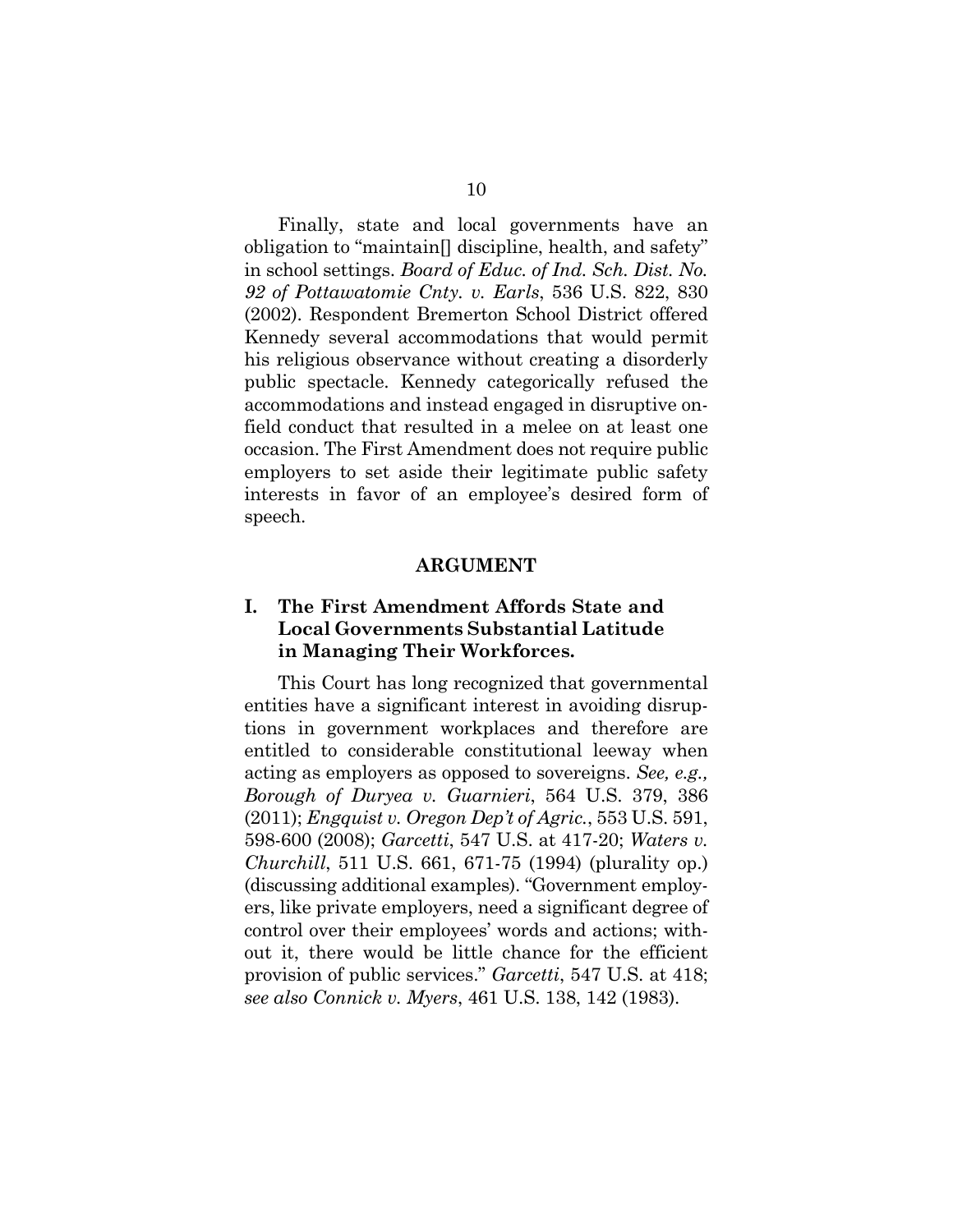Finally, state and local governments have an obligation to "maintain[] discipline, health, and safety" in school settings. *Board of Educ. of Ind. Sch. Dist. No. 92 of Pottawatomie Cnty. v. Earls*, 536 U.S. 822, 830 (2002). Respondent Bremerton School District offered Kennedy several accommodations that would permit his religious observance without creating a disorderly public spectacle. Kennedy categorically refused the accommodations and instead engaged in disruptive on-field conduct that resulted in a melee on at least one occasion. The First Amendment does not require public employers to set aside their legitimate public safety interests in favor of an employee's desired form of speech.

## ARGUMENT

### I. The First Amendment Affords State and Local Governments Substantial Latitude in Managing Their Workforces.

This Court has long recognized that governmental entities have a significant interest in avoiding disruptions in government workplaces and therefore are entitled to considerable constitutional leeway when acting as employers as opposed to sovereigns. *See, e.g., Borough of Duryea v. Guarnieri*, 564 U.S. 379, 386 (2011); *Engquist v. Oregon Dep't of Agric.*, 553 U.S. 591, 598-600 (2008); *Garcetti*, 547 U.S. at 417-20; *Waters v. Churchill*, 511 U.S. 661, 671-75 (1994) (plurality op.) (discussing additional examples). "Government employers, like private employers, need a significant degree of control over their employees' words and actions; without it, there would be little chance for the efficient provision of public services." *Garcetti*, 547 U.S. at 418; *see also Connick v. Myers*, 461 U.S. 138, 142 (1983).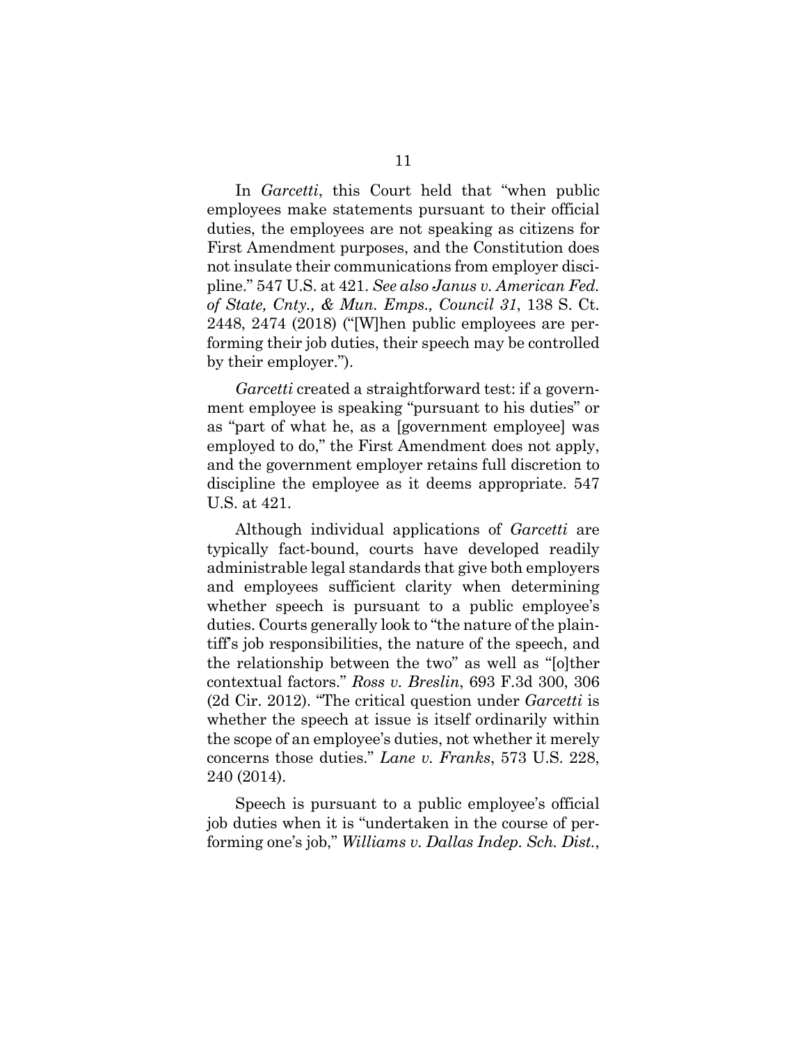In *Garcetti*, this Court held that "when public employees make statements pursuant to their official duties, the employees are not speaking as citizens for First Amendment purposes, and the Constitution does not insulate their communications from employer discipline." 547 U.S. at 421. *See also Janus v. American Fed. of State, Cnty., & Mun. Emps., Council 31*, 138 S. Ct. 2448, 2474 (2018) ("[W]hen public employees are performing their job duties, their speech may be controlled by their employer.").

*Garcetti* created a straightforward test: if a government employee is speaking "pursuant to his duties" or as "part of what he, as a [government employee] was employed to do," the First Amendment does not apply, and the government employer retains full discretion to discipline the employee as it deems appropriate. 547 U.S. at 421.

Although individual applications of *Garcetti* are typically fact-bound, courts have developed readily administrable legal standards that give both employers and employees sufficient clarity when determining whether speech is pursuant to a public employee's duties. Courts generally look to "the nature of the plaintiff's job responsibilities, the nature of the speech, and the relationship between the two" as well as "[o]ther contextual factors." *Ross v. Breslin*, 693 F.3d 300, 306 (2d Cir. 2012). "The critical question under *Garcetti* is whether the speech at issue is itself ordinarily within the scope of an employee's duties, not whether it merely concerns those duties." *Lane v. Franks*, 573 U.S. 228, 240 (2014).

Speech is pursuant to a public employee's official job duties when it is "undertaken in the course of performing one's job," *Williams v. Dallas Indep. Sch. Dist.*,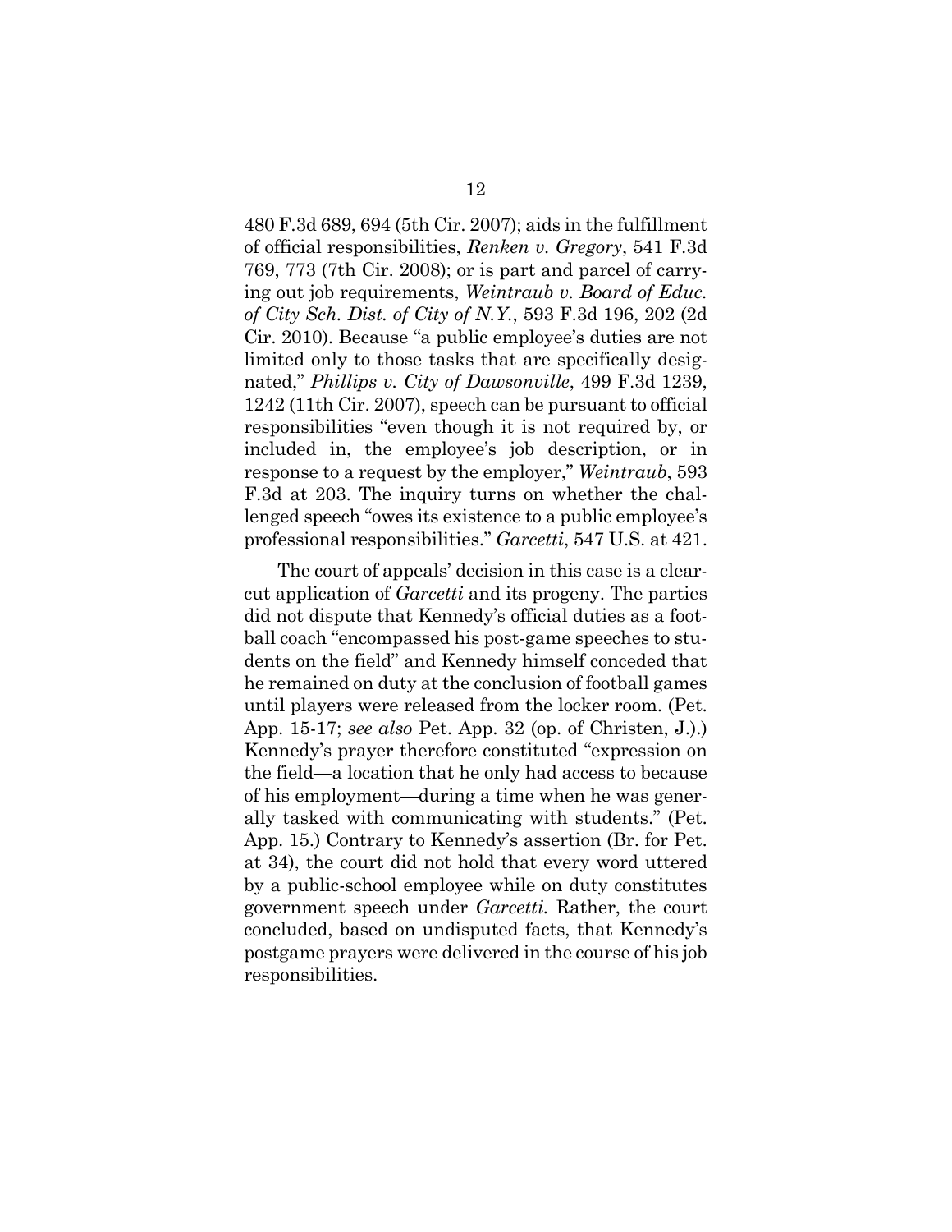480 F.3d 689, 694 (5th Cir. 2007); aids in the fulfillment of official responsibilities, *Renken v. Gregory*, 541 F.3d 769, 773 (7th Cir. 2008); or is part and parcel of carrying out job requirements, *Weintraub v. Board of Educ. of City Sch. Dist. of City of N.Y.*, 593 F.3d 196, 202 (2d Cir. 2010). Because "a public employee's duties are not limited only to those tasks that are specifically designated," *Phillips v. City of Dawsonville*, 499 F.3d 1239, 1242 (11th Cir. 2007), speech can be pursuant to official responsibilities "even though it is not required by, or included in, the employee's job description, or in response to a request by the employer," *Weintraub*, 593 F.3d at 203. The inquiry turns on whether the challenged speech "owes its existence to a public employee's professional responsibilities." *Garcetti*, 547 U.S. at 421.

The court of appeals' decision in this case is a clear-cut application of *Garcetti* and its progeny. The parties did not dispute that Kennedy's official duties as a football coach "encompassed his post-game speeches to students on the field" and Kennedy himself conceded that he remained on duty at the conclusion of football games until players were released from the locker room. (Pet. App. 15-17; *see also* Pet. App. 32 (op. of Christen, J.).) Kennedy's prayer therefore constituted "expression on the field—a location that he only had access to because of his employment—during a time when he was generally tasked with communicating with students." (Pet. App. 15.) Contrary to Kennedy's assertion (Br. for Pet. at 34), the court did not hold that every word uttered by a public-school employee while on duty constitutes government speech under *Garcetti.* Rather, the court concluded, based on undisputed facts, that Kennedy's postgame prayers were delivered in the course of his job responsibilities.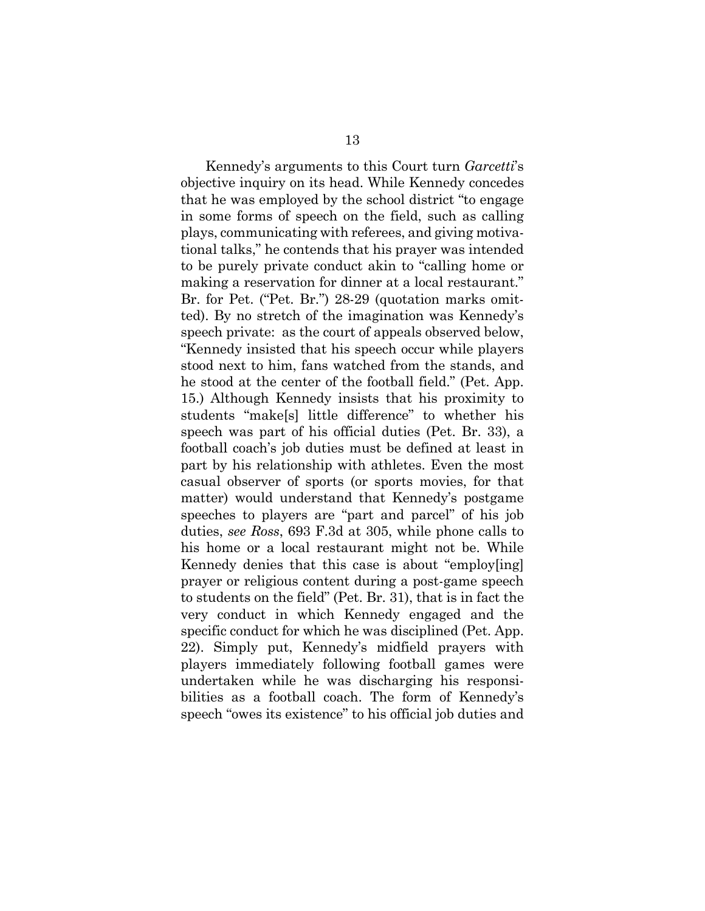Kennedy's arguments to this Court turn *Garcetti*'s objective inquiry on its head. While Kennedy concedes that he was employed by the school district "to engage in some forms of speech on the field, such as calling plays, communicating with referees, and giving motivational talks," he contends that his prayer was intended to be purely private conduct akin to "calling home or making a reservation for dinner at a local restaurant." Br. for Pet. ("Pet. Br.") 28-29 (quotation marks omitted). By no stretch of the imagination was Kennedy's speech private: as the court of appeals observed below, "Kennedy insisted that his speech occur while players stood next to him, fans watched from the stands, and he stood at the center of the football field." (Pet. App. 15.) Although Kennedy insists that his proximity to students "make[s] little difference" to whether his speech was part of his official duties (Pet. Br. 33), a football coach's job duties must be defined at least in part by his relationship with athletes. Even the most casual observer of sports (or sports movies, for that matter) would understand that Kennedy's postgame speeches to players are "part and parcel" of his job duties, *see Ross*, 693 F.3d at 305, while phone calls to his home or a local restaurant might not be. While Kennedy denies that this case is about "employ[ing] prayer or religious content during a post-game speech to students on the field" (Pet. Br. 31), that is in fact the very conduct in which Kennedy engaged and the specific conduct for which he was disciplined (Pet. App. 22). Simply put, Kennedy's midfield prayers with players immediately following football games were undertaken while he was discharging his responsibilities as a football coach. The form of Kennedy's speech "owes its existence" to his official job duties and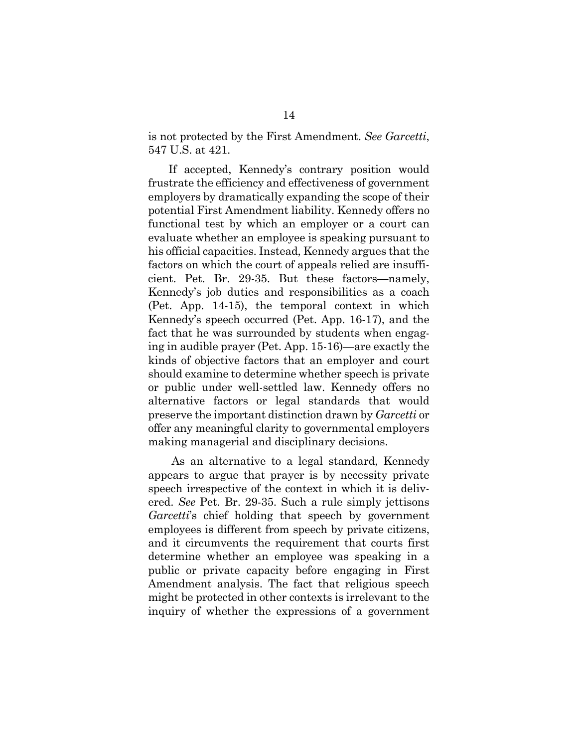is not protected by the First Amendment. *See Garcetti*, 547 U.S. at 421.

If accepted, Kennedy's contrary position would frustrate the efficiency and effectiveness of government employers by dramatically expanding the scope of their potential First Amendment liability. Kennedy offers no functional test by which an employer or a court can evaluate whether an employee is speaking pursuant to his official capacities. Instead, Kennedy argues that the factors on which the court of appeals relied are insufficient. Pet. Br. 29-35. But these factors—namely, Kennedy's job duties and responsibilities as a coach (Pet. App. 14-15), the temporal context in which Kennedy's speech occurred (Pet. App. 16-17), and the fact that he was surrounded by students when engaging in audible prayer (Pet. App. 15-16)—are exactly the kinds of objective factors that an employer and court should examine to determine whether speech is private or public under well-settled law. Kennedy offers no alternative factors or legal standards that would preserve the important distinction drawn by *Garcetti* or offer any meaningful clarity to governmental employers making managerial and disciplinary decisions.

As an alternative to a legal standard, Kennedy appears to argue that prayer is by necessity private speech irrespective of the context in which it is delivered. *See* Pet. Br. 29-35. Such a rule simply jettisons *Garcetti*'s chief holding that speech by government employees is different from speech by private citizens, and it circumvents the requirement that courts first determine whether an employee was speaking in a public or private capacity before engaging in First Amendment analysis. The fact that religious speech might be protected in other contexts is irrelevant to the inquiry of whether the expressions of a government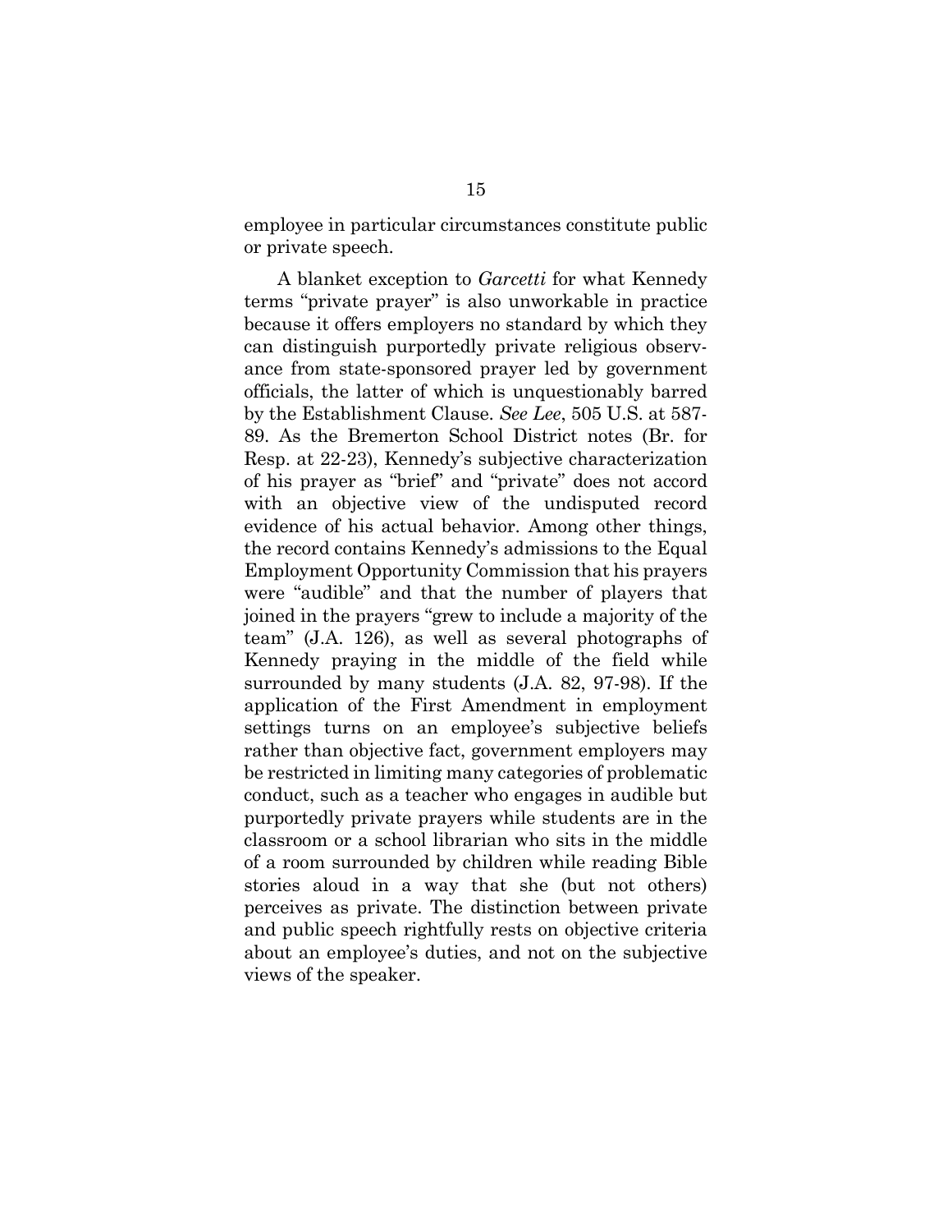employee in particular circumstances constitute public or private speech.

A blanket exception to *Garcetti* for what Kennedy terms "private prayer" is also unworkable in practice because it offers employers no standard by which they can distinguish purportedly private religious observance from state-sponsored prayer led by government officials, the latter of which is unquestionably barred by the Establishment Clause. *See Lee*, 505 U.S. at 587-89. As the Bremerton School District notes (Br. for Resp. at 22-23), Kennedy's subjective characterization of his prayer as "brief" and "private" does not accord with an objective view of the undisputed record evidence of his actual behavior. Among other things, the record contains Kennedy's admissions to the Equal Employment Opportunity Commission that his prayers were "audible" and that the number of players that joined in the prayers "grew to include a majority of the team" (J.A. 126), as well as several photographs of Kennedy praying in the middle of the field while surrounded by many students (J.A. 82, 97-98). If the application of the First Amendment in employment settings turns on an employee's subjective beliefs rather than objective fact, government employers may be restricted in limiting many categories of problematic conduct, such as a teacher who engages in audible but purportedly private prayers while students are in the classroom or a school librarian who sits in the middle of a room surrounded by children while reading Bible stories aloud in a way that she (but not others) perceives as private. The distinction between private and public speech rightfully rests on objective criteria about an employee's duties, and not on the subjective views of the speaker.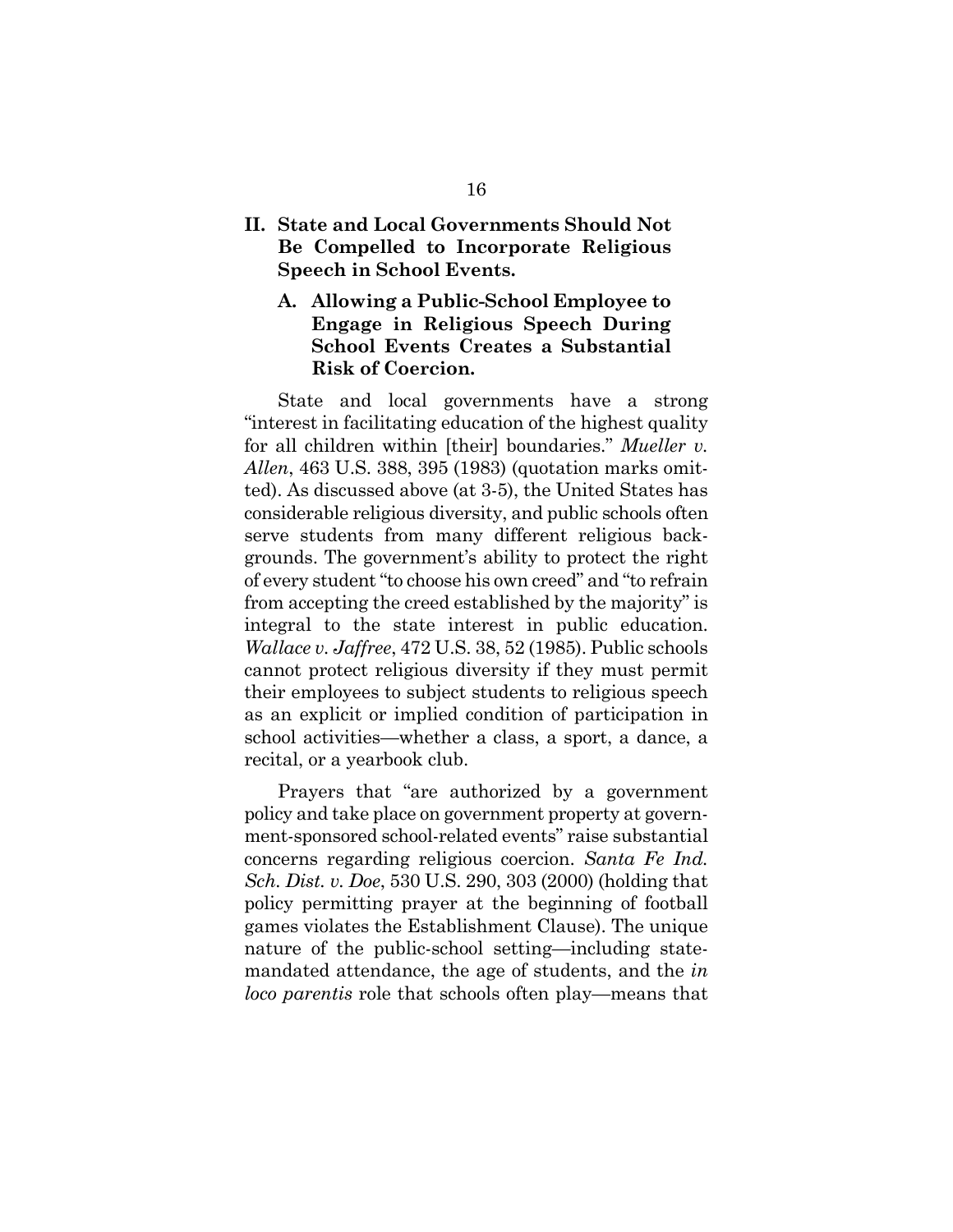## II. State and Local Governments Should Not Be Compelled to Incorporate Religious Speech in School Events.

### A. Allowing a Public-School Employee to Engage in Religious Speech During School Events Creates a Substantial Risk of Coercion.

State and local governments have a strong "interest in facilitating education of the highest quality for all children within [their] boundaries." *Mueller v. Allen*, 463 U.S. 388, 395 (1983) (quotation marks omitted). As discussed above (at 3-5), the United States has considerable religious diversity, and public schools often serve students from many different religious backgrounds. The government's ability to protect the right of every student "to choose his own creed" and "to refrain from accepting the creed established by the majority" is integral to the state interest in public education. *Wallace v. Jaffree*, 472 U.S. 38, 52 (1985). Public schools cannot protect religious diversity if they must permit their employees to subject students to religious speech as an explicit or implied condition of participation in school activities—whether a class, a sport, a dance, a recital, or a yearbook club.

Prayers that "are authorized by a government policy and take place on government property at government-sponsored school-related events" raise substantial concerns regarding religious coercion. *Santa Fe Ind. Sch. Dist. v. Doe*, 530 U.S. 290, 303 (2000) (holding that policy permitting prayer at the beginning of football games violates the Establishment Clause). The unique nature of the public-school setting—including state-mandated attendance, the age of students, and the *in loco parentis* role that schools often play—means that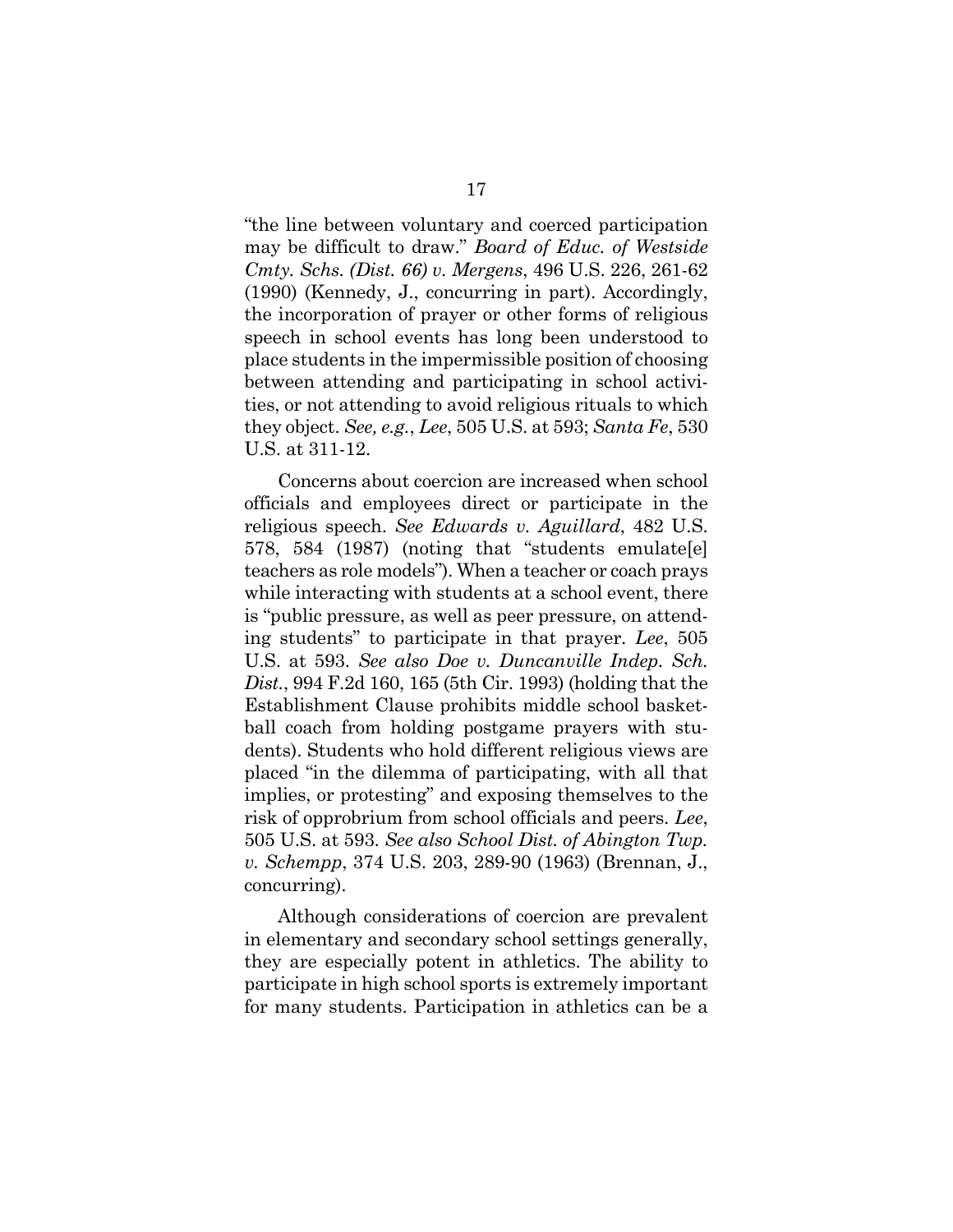"the line between voluntary and coerced participation may be difficult to draw." *Board of Educ. of Westside Cmty. Schs. (Dist. 66) v. Mergens*, 496 U.S. 226, 261-62 (1990) (Kennedy, J., concurring in part). Accordingly, the incorporation of prayer or other forms of religious speech in school events has long been understood to place students in the impermissible position of choosing between attending and participating in school activities, or not attending to avoid religious rituals to which they object. *See, e.g.*, *Lee*, 505 U.S. at 593; *Santa Fe*, 530 U.S. at 311-12.

Concerns about coercion are increased when school officials and employees direct or participate in the religious speech. *See Edwards v. Aguillard*, 482 U.S. 578, 584 (1987) (noting that "students emulate[e] teachers as role models"). When a teacher or coach prays while interacting with students at a school event, there is "public pressure, as well as peer pressure, on attending students" to participate in that prayer. *Lee*, 505 U.S. at 593. *See also Doe v. Duncanville Indep. Sch. Dist.*, 994 F.2d 160, 165 (5th Cir. 1993) (holding that the Establishment Clause prohibits middle school basketball coach from holding postgame prayers with students). Students who hold different religious views are placed "in the dilemma of participating, with all that implies, or protesting" and exposing themselves to the risk of opprobrium from school officials and peers. *Lee*, 505 U.S. at 593. *See also School Dist. of Abington Twp. v. Schempp*, 374 U.S. 203, 289-90 (1963) (Brennan, J., concurring).

Although considerations of coercion are prevalent in elementary and secondary school settings generally, they are especially potent in athletics. The ability to participate in high school sports is extremely important for many students. Participation in athletics can be a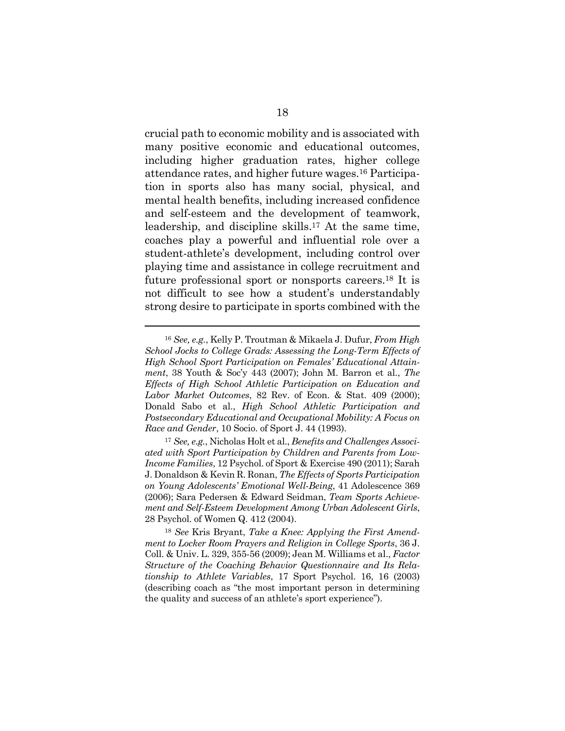crucial path to economic mobility and is associated with many positive economic and educational outcomes, including higher graduation rates, higher college attendance rates, and higher future wages.[16] Participation in sports also has many social, physical, and mental health benefits, including increased confidence and self-esteem and the development of teamwork, leadership, and discipline skills.[17] At the same time, coaches play a powerful and influential role over a student-athlete's development, including control over playing time and assistance in college recruitment and future professional sport or nonsports careers.[18] It is not difficult to see how a student's understandably strong desire to participate in sports combined with the

---

[16] *See, e.g.*, Kelly P. Troutman & Mikaela J. Dufur, *From High School Jocks to College Grads: Assessing the Long-Term Effects of High School Sport Participation on Females' Educational Attainment*, 38 Youth & Soc'y 443 (2007); John M. Barron et al., *The Effects of High School Athletic Participation on Education and Labor Market Outcomes*, 82 Rev. of Econ. & Stat. 409 (2000); Donald Sabo et al., *High School Athletic Participation and Postsecondary Educational and Occupational Mobility: A Focus on Race and Gender*, 10 Socio. of Sport J. 44 (1993).

[17] *See, e.g.*, Nicholas Holt et al., *Benefits and Challenges Associated with Sport Participation by Children and Parents from Low-Income Families*, 12 Psychol. of Sport & Exercise 490 (2011); Sarah J. Donaldson & Kevin R. Ronan, *The Effects of Sports Participation on Young Adolescents' Emotional Well-Being*, 41 Adolescence 369 (2006); Sara Pedersen & Edward Seidman, *Team Sports Achievement and Self-Esteem Development Among Urban Adolescent Girls*, 28 Psychol. of Women Q. 412 (2004).

[18] *See* Kris Bryant, *Take a Knee: Applying the First Amendment to Locker Room Prayers and Religion in College Sports*, 36 J. Coll. & Univ. L. 329, 355-56 (2009); Jean M. Williams et al., *Factor Structure of the Coaching Behavior Questionnaire and Its Relationship to Athlete Variables*, 17 Sport Psychol. 16, 16 (2003) (describing coach as "the most important person in determining the quality and success of an athlete's sport experience").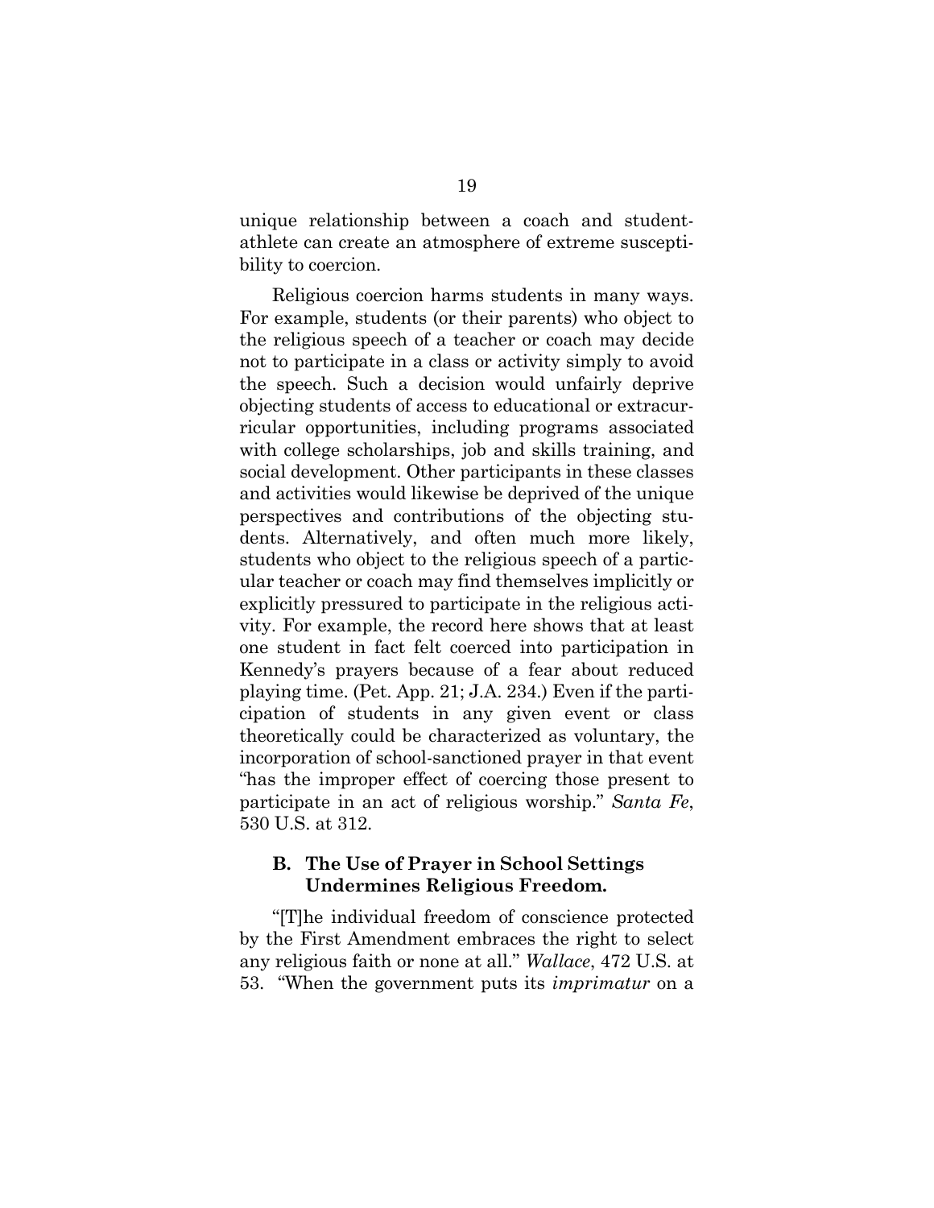unique relationship between a coach and student-athlete can create an atmosphere of extreme susceptibility to coercion.

Religious coercion harms students in many ways. For example, students (or their parents) who object to the religious speech of a teacher or coach may decide not to participate in a class or activity simply to avoid the speech. Such a decision would unfairly deprive objecting students of access to educational or extracurricular opportunities, including programs associated with college scholarships, job and skills training, and social development. Other participants in these classes and activities would likewise be deprived of the unique perspectives and contributions of the objecting students. Alternatively, and often much more likely, students who object to the religious speech of a particular teacher or coach may find themselves implicitly or explicitly pressured to participate in the religious activity. For example, the record here shows that at least one student in fact felt coerced into participation in Kennedy's prayers because of a fear about reduced playing time. (Pet. App. 21; J.A. 234.) Even if the participation of students in any given event or class theoretically could be characterized as voluntary, the incorporation of school-sanctioned prayer in that event "has the improper effect of coercing those present to participate in an act of religious worship." *Santa Fe*, 530 U.S. at 312.

### B. The Use of Prayer in School Settings Undermines Religious Freedom.

"[T]he individual freedom of conscience protected by the First Amendment embraces the right to select any religious faith or none at all." *Wallace*, 472 U.S. at 53. "When the government puts its *imprimatur* on a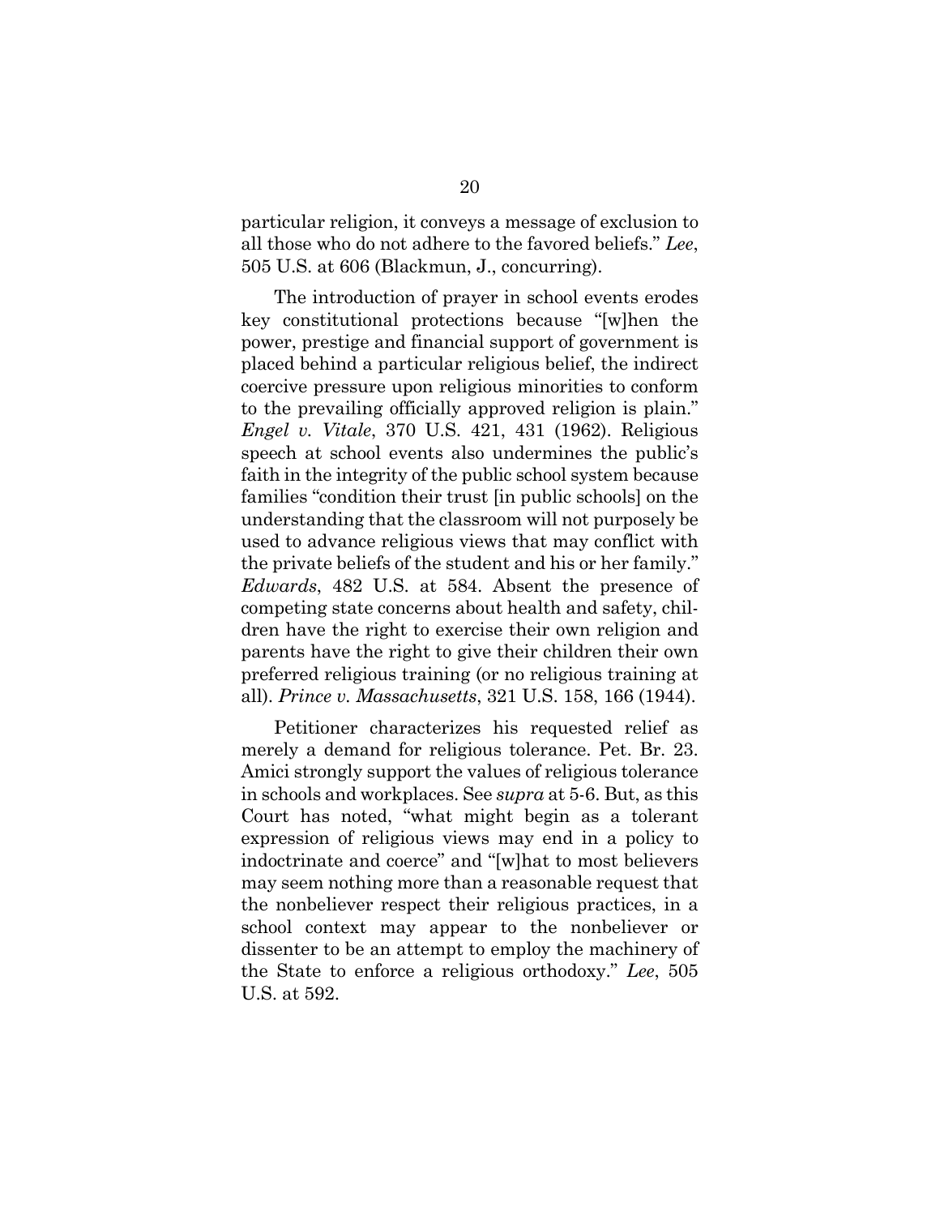particular religion, it conveys a message of exclusion to all those who do not adhere to the favored beliefs." *Lee*, 505 U.S. at 606 (Blackmun, J., concurring).

The introduction of prayer in school events erodes key constitutional protections because "[w]hen the power, prestige and financial support of government is placed behind a particular religious belief, the indirect coercive pressure upon religious minorities to conform to the prevailing officially approved religion is plain." *Engel v. Vitale*, 370 U.S. 421, 431 (1962). Religious speech at school events also undermines the public's faith in the integrity of the public school system because families "condition their trust [in public schools] on the understanding that the classroom will not purposely be used to advance religious views that may conflict with the private beliefs of the student and his or her family." *Edwards*, 482 U.S. at 584. Absent the presence of competing state concerns about health and safety, children have the right to exercise their own religion and parents have the right to give their children their own preferred religious training (or no religious training at all). *Prince v. Massachusetts*, 321 U.S. 158, 166 (1944).

Petitioner characterizes his requested relief as merely a demand for religious tolerance. Pet. Br. 23. Amici strongly support the values of religious tolerance in schools and workplaces. See *supra* at 5-6. But, as this Court has noted, "what might begin as a tolerant expression of religious views may end in a policy to indoctrinate and coerce" and "[w]hat to most believers may seem nothing more than a reasonable request that the nonbeliever respect their religious practices, in a school context may appear to the nonbeliever or dissenter to be an attempt to employ the machinery of the State to enforce a religious orthodoxy." *Lee*, 505 U.S. at 592.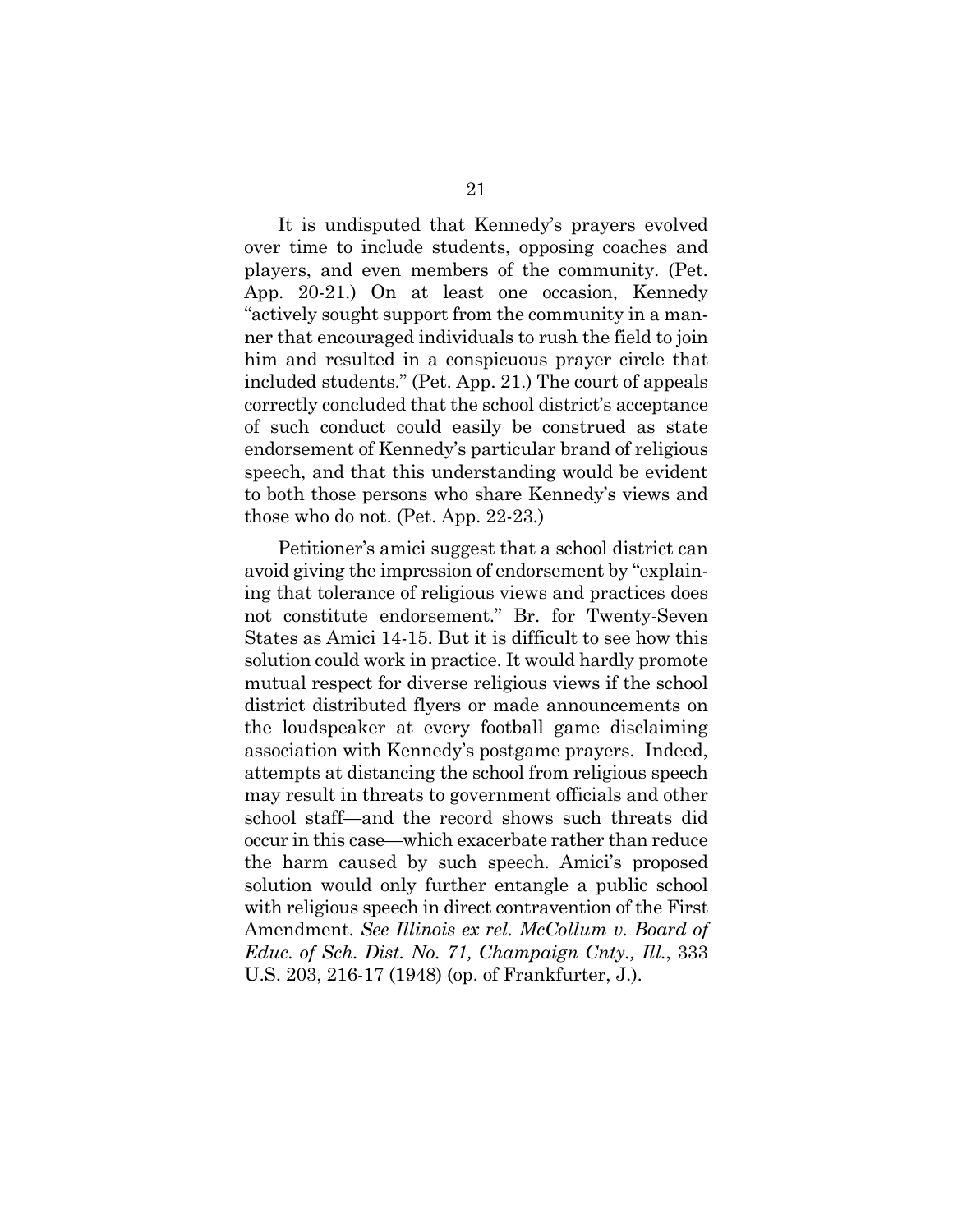It is undisputed that Kennedy's prayers evolved over time to include students, opposing coaches and players, and even members of the community. (Pet. App. 20-21.) On at least one occasion, Kennedy "actively sought support from the community in a manner that encouraged individuals to rush the field to join him and resulted in a conspicuous prayer circle that included students." (Pet. App. 21.) The court of appeals correctly concluded that the school district's acceptance of such conduct could easily be construed as state endorsement of Kennedy's particular brand of religious speech, and that this understanding would be evident to both those persons who share Kennedy's views and those who do not. (Pet. App. 22-23.)

Petitioner's amici suggest that a school district can avoid giving the impression of endorsement by "explaining that tolerance of religious views and practices does not constitute endorsement." Br. for Twenty-Seven States as Amici 14-15. But it is difficult to see how this solution could work in practice. It would hardly promote mutual respect for diverse religious views if the school district distributed flyers or made announcements on the loudspeaker at every football game disclaiming association with Kennedy's postgame prayers. Indeed, attempts at distancing the school from religious speech may result in threats to government officials and other school staff—and the record shows such threats did occur in this case—which exacerbate rather than reduce the harm caused by such speech. Amici's proposed solution would only further entangle a public school with religious speech in direct contravention of the First Amendment. *See Illinois ex rel. McCollum v. Board of Educ. of Sch. Dist. No. 71, Champaign Cnty., Ill.*, 333 U.S. 203, 216-17 (1948) (op. of Frankfurter, J.).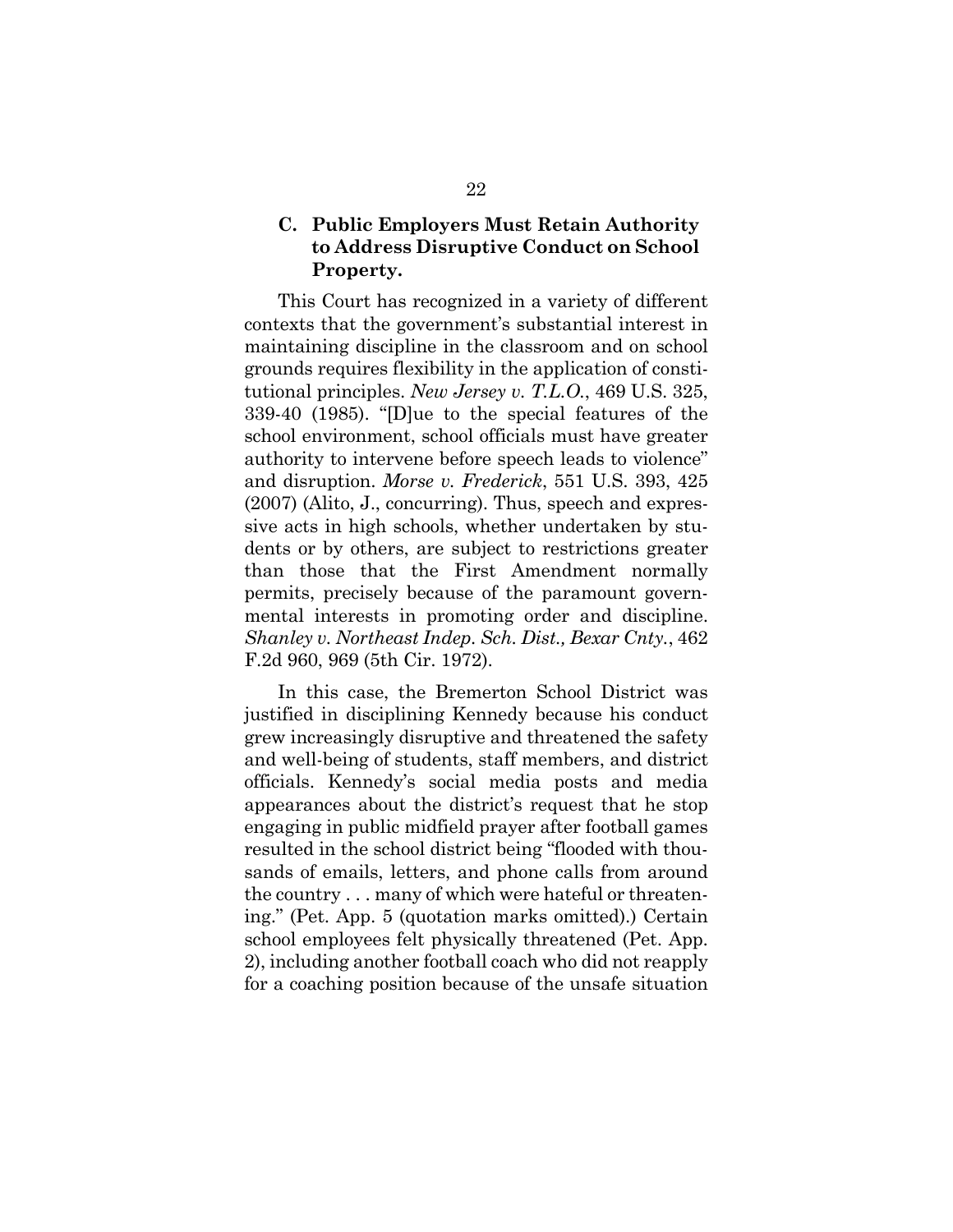### C. Public Employers Must Retain Authority to Address Disruptive Conduct on School Property.

This Court has recognized in a variety of different contexts that the government's substantial interest in maintaining discipline in the classroom and on school grounds requires flexibility in the application of constitutional principles. *New Jersey v. T.L.O.*, 469 U.S. 325, 339-40 (1985). "[D]ue to the special features of the school environment, school officials must have greater authority to intervene before speech leads to violence" and disruption. *Morse v. Frederick*, 551 U.S. 393, 425 (2007) (Alito, J., concurring). Thus, speech and expressive acts in high schools, whether undertaken by students or by others, are subject to restrictions greater than those that the First Amendment normally permits, precisely because of the paramount governmental interests in promoting order and discipline. *Shanley v. Northeast Indep. Sch. Dist., Bexar Cnty.*, 462 F.2d 960, 969 (5th Cir. 1972).

In this case, the Bremerton School District was justified in disciplining Kennedy because his conduct grew increasingly disruptive and threatened the safety and well-being of students, staff members, and district officials. Kennedy's social media posts and media appearances about the district's request that he stop engaging in public midfield prayer after football games resulted in the school district being "flooded with thousands of emails, letters, and phone calls from around the country . . . many of which were hateful or threatening." (Pet. App. 5 (quotation marks omitted).) Certain school employees felt physically threatened (Pet. App. 2), including another football coach who did not reapply for a coaching position because of the unsafe situation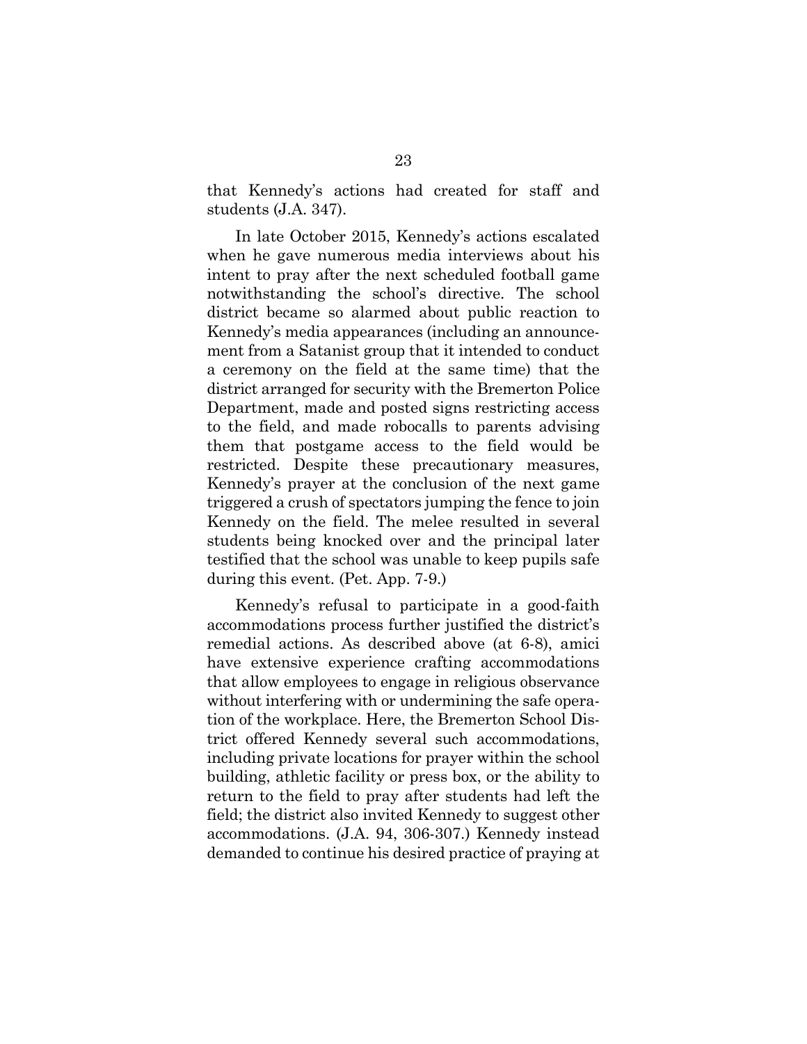that Kennedy's actions had created for staff and students (J.A. 347).

In late October 2015, Kennedy's actions escalated when he gave numerous media interviews about his intent to pray after the next scheduled football game notwithstanding the school's directive. The school district became so alarmed about public reaction to Kennedy's media appearances (including an announcement from a Satanist group that it intended to conduct a ceremony on the field at the same time) that the district arranged for security with the Bremerton Police Department, made and posted signs restricting access to the field, and made robocalls to parents advising them that postgame access to the field would be restricted. Despite these precautionary measures, Kennedy's prayer at the conclusion of the next game triggered a crush of spectators jumping the fence to join Kennedy on the field. The melee resulted in several students being knocked over and the principal later testified that the school was unable to keep pupils safe during this event. (Pet. App. 7-9.)

Kennedy's refusal to participate in a good-faith accommodations process further justified the district's remedial actions. As described above (at 6-8), amici have extensive experience crafting accommodations that allow employees to engage in religious observance without interfering with or undermining the safe operation of the workplace. Here, the Bremerton School District offered Kennedy several such accommodations, including private locations for prayer within the school building, athletic facility or press box, or the ability to return to the field to pray after students had left the field; the district also invited Kennedy to suggest other accommodations. (J.A. 94, 306-307.) Kennedy instead demanded to continue his desired practice of praying at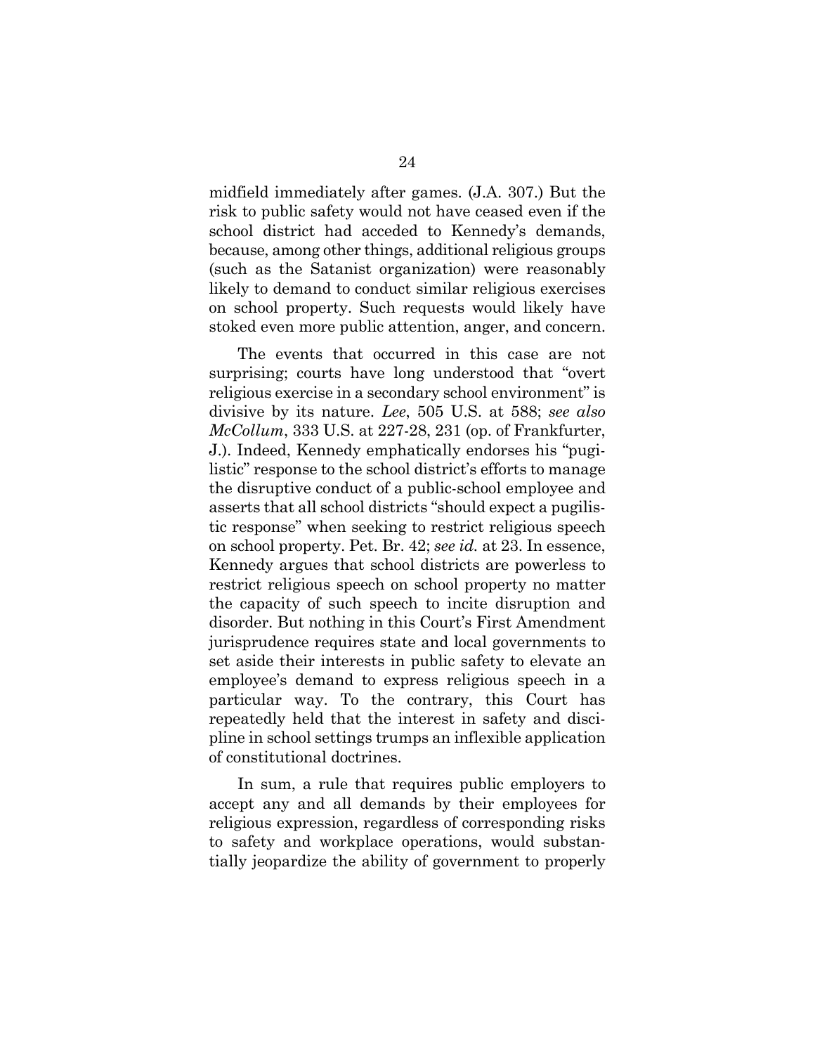midfield immediately after games. (J.A. 307.) But the risk to public safety would not have ceased even if the school district had acceded to Kennedy's demands, because, among other things, additional religious groups (such as the Satanist organization) were reasonably likely to demand to conduct similar religious exercises on school property. Such requests would likely have stoked even more public attention, anger, and concern.

The events that occurred in this case are not surprising; courts have long understood that "overt religious exercise in a secondary school environment" is divisive by its nature. *Lee*, 505 U.S. at 588; *see also McCollum*, 333 U.S. at 227-28, 231 (op. of Frankfurter, J.). Indeed, Kennedy emphatically endorses his "pugilistic" response to the school district's efforts to manage the disruptive conduct of a public-school employee and asserts that all school districts "should expect a pugilistic response" when seeking to restrict religious speech on school property. Pet. Br. 42; *see id.* at 23. In essence, Kennedy argues that school districts are powerless to restrict religious speech on school property no matter the capacity of such speech to incite disruption and disorder. But nothing in this Court's First Amendment jurisprudence requires state and local governments to set aside their interests in public safety to elevate an employee's demand to express religious speech in a particular way. To the contrary, this Court has repeatedly held that the interest in safety and discipline in school settings trumps an inflexible application of constitutional doctrines.

In sum, a rule that requires public employers to accept any and all demands by their employees for religious expression, regardless of corresponding risks to safety and workplace operations, would substantially jeopardize the ability of government to properly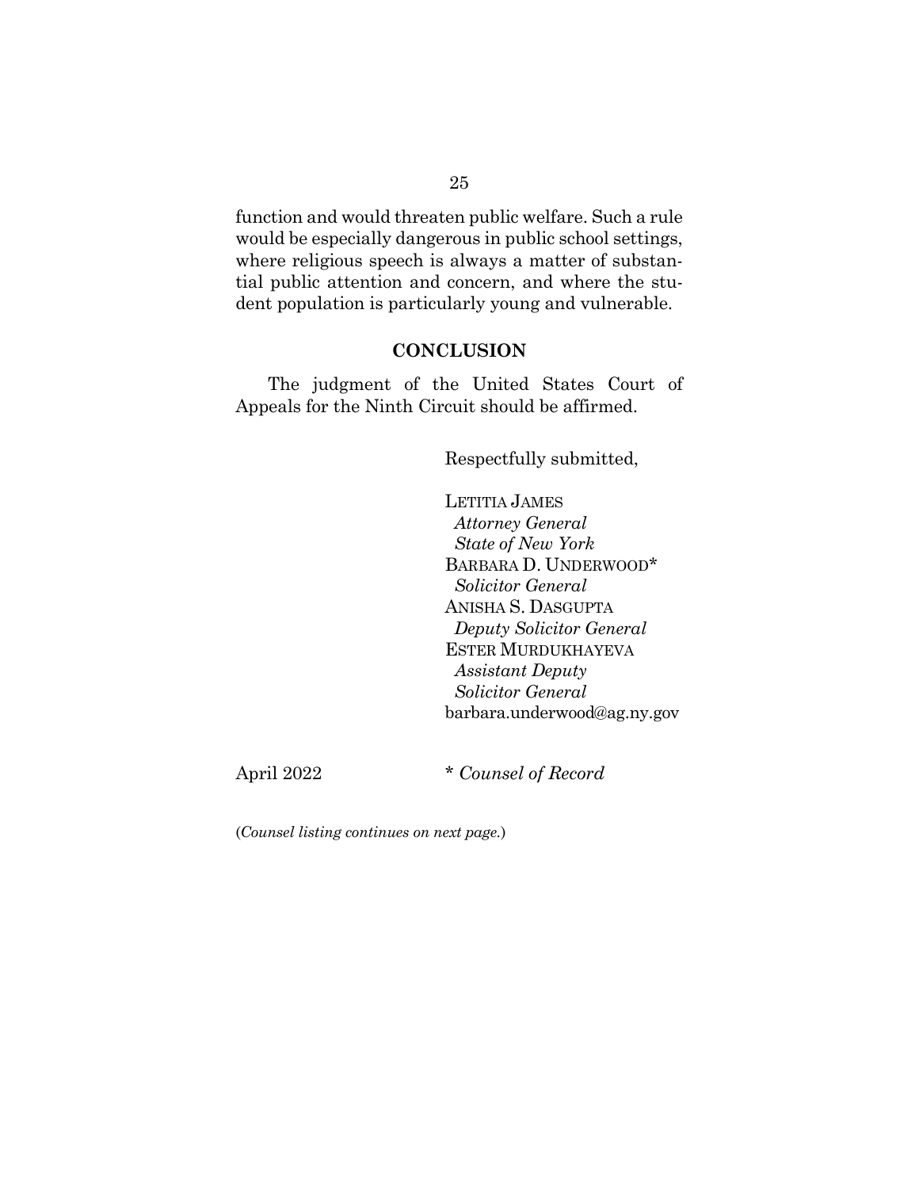function and would threaten public welfare. Such a rule would be especially dangerous in public school settings, where religious speech is always a matter of substantial public attention and concern, and where the student population is particularly young and vulnerable.

## CONCLUSION

The judgment of the United States Court of Appeals for the Ninth Circuit should be affirmed.

Respectfully submitted,

LETITIA JAMES
*Attorney General*
*State of New York*
BARBARA D. UNDERWOOD*
*Solicitor General*
ANISHA S. DASGUPTA
*Deputy Solicitor General*
ESTER MURDUKHAYEVA
*Assistant Deputy*
*Solicitor General*
barbara.underwood@ag.ny.gov

April 2022

\* *Counsel of Record*

(*Counsel listing continues on next page.*)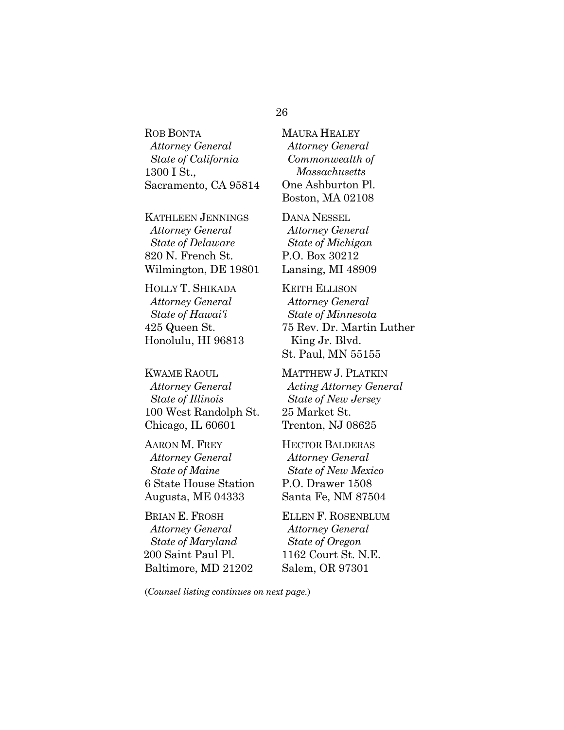ROB BONTA
*Attorney General*
*State of California*
1300 I St.,
Sacramento, CA 95814

KATHLEEN JENNINGS
*Attorney General*
*State of Delaware*
820 N. French St.
Wilmington, DE 19801

HOLLY T. SHIKADA
*Attorney General*
*State of Hawai'i*
425 Queen St.
Honolulu, HI 96813

KWAME RAOUL
*Attorney General*
*State of Illinois*
100 West Randolph St.
Chicago, IL 60601

AARON M. FREY
*Attorney General*
*State of Maine*
6 State House Station
Augusta, ME 04333

BRIAN E. FROSH
*Attorney General*
*State of Maryland*
200 Saint Paul Pl.
Baltimore, MD 21202

MAURA HEALEY
*Attorney General*
*Commonwealth of Massachusetts*
One Ashburton Pl.
Boston, MA 02108

DANA NESSEL
*Attorney General*
*State of Michigan*
P.O. Box 30212
Lansing, MI 48909

KEITH ELLISON
*Attorney General*
*State of Minnesota*
75 Rev. Dr. Martin Luther King Jr. Blvd.
St. Paul, MN 55155

MATTHEW J. PLATKIN
*Acting Attorney General*
*State of New Jersey*
25 Market St.
Trenton, NJ 08625

HECTOR BALDERAS
*Attorney General*
*State of New Mexico*
P.O. Drawer 1508
Santa Fe, NM 87504

ELLEN F. ROSENBLUM
*Attorney General*
*State of Oregon*
1162 Court St. N.E.
Salem, OR 97301

(*Counsel listing continues on next page.*)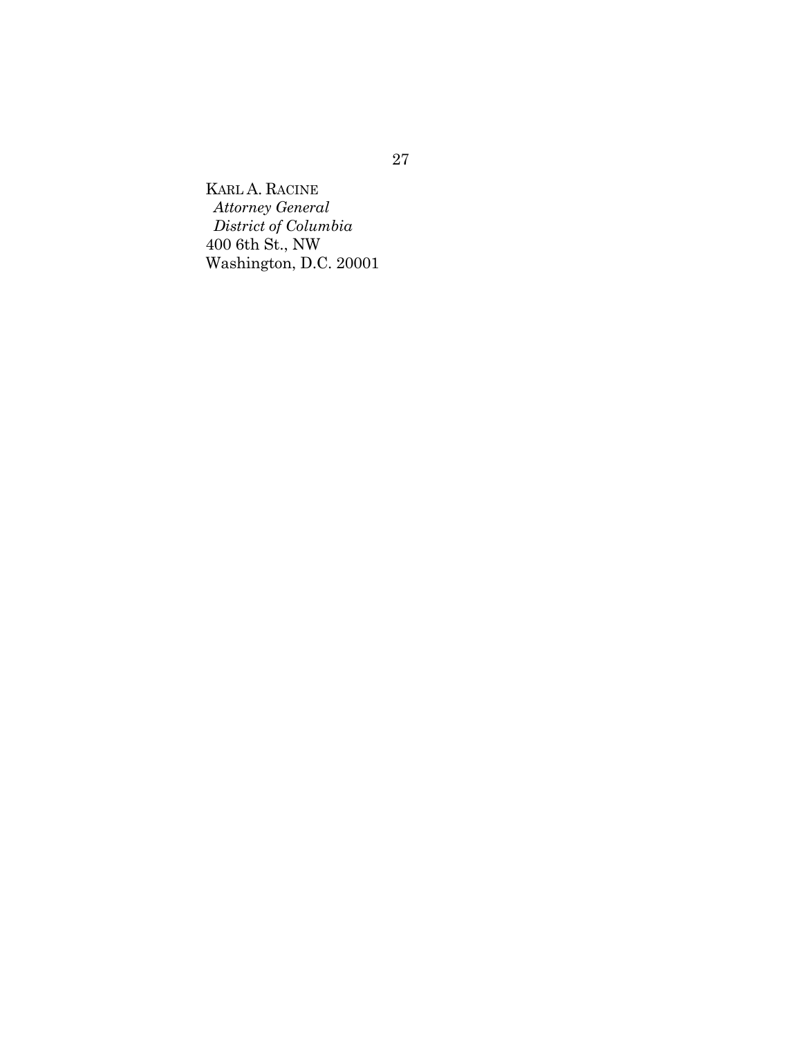KARL A. RACINE  
*Attorney General*  
*District of Columbia*  
400 6th St., NW  
Washington, D.C. 20001